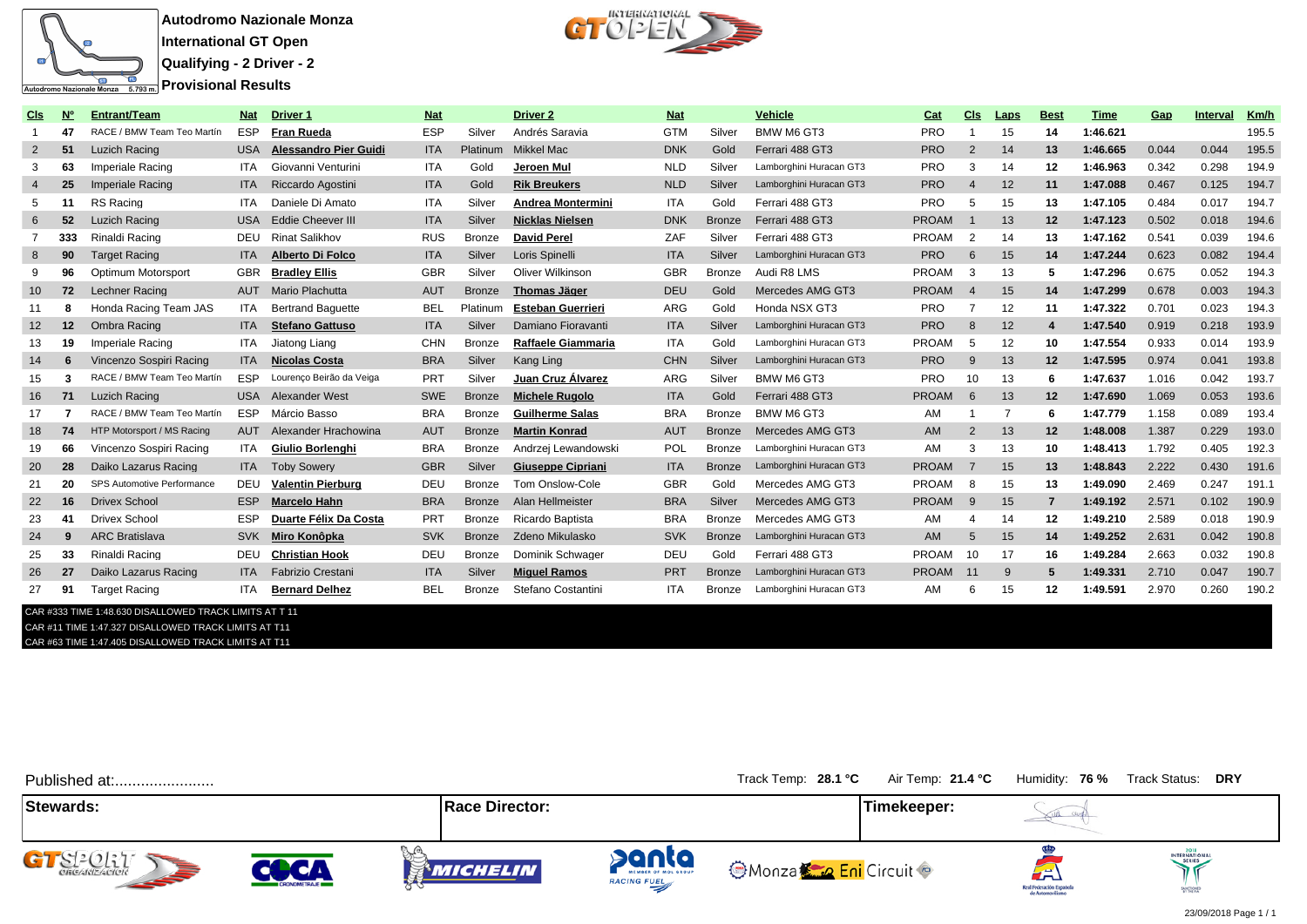**Autodromo Nazionale Monza**
**International GT Open**
**Qualifying - 2 Driver - 2**
**Provisional Results**

Autodromo Nazionale Monza 5.793 m.

| Cls | Nº | Entrant/Team | Nat | Driver 1 | Nat | | Driver 2 | Nat | | Vehicle | Cat | Cls | Laps | Best | Time | Gap | Interval | Km/h |
|---|---|---|---|---|---|---|---|---|---|---|---|---|---|---|---|---|---|---|
| 1 | 47 | RACE / BMW Team Teo Martín | ESP | **Fran Rueda** | ESP | Silver | Andrés Saravia | GTM | Silver | BMW M6 GT3 | PRO | 1 | 15 | 14 | 1:46.621 | | | 195.5 |
| 2 | 51 | Luzich Racing | USA | **Alessandro Pier Guidi** | ITA | Platinum | Mikkel Mac | DNK | Gold | Ferrari 488 GT3 | PRO | 2 | 14 | 13 | 1:46.665 | 0.044 | 0.044 | 195.5 |
| 3 | 63 | Imperiale Racing | ITA | Giovanni Venturini | ITA | Gold | **Jeroen Mul** | NLD | Silver | Lamborghini Huracan GT3 | PRO | 3 | 14 | 12 | 1:46.963 | 0.342 | 0.298 | 194.9 |
| 4 | 25 | Imperiale Racing | ITA | Riccardo Agostini | ITA | Gold | **Rik Breukers** | NLD | Silver | Lamborghini Huracan GT3 | PRO | 4 | 12 | 11 | 1:47.088 | 0.467 | 0.125 | 194.7 |
| 5 | 11 | RS Racing | ITA | Daniele Di Amato | ITA | Silver | **Andrea Montermini** | ITA | Gold | Ferrari 488 GT3 | PRO | 5 | 15 | 13 | 1:47.105 | 0.484 | 0.017 | 194.7 |
| 6 | 52 | Luzich Racing | USA | Eddie Cheever III | ITA | Silver | **Nicklas Nielsen** | DNK | Bronze | Ferrari 488 GT3 | PROAM | 1 | 13 | 12 | 1:47.123 | 0.502 | 0.018 | 194.6 |
| 7 | 333 | Rinaldi Racing | DEU | Rinat Salikhov | RUS | Bronze | **David Perel** | ZAF | Silver | Ferrari 488 GT3 | PROAM | 2 | 14 | 13 | 1:47.162 | 0.541 | 0.039 | 194.6 |
| 8 | 90 | Target Racing | ITA | **Alberto Di Folco** | ITA | Silver | Loris Spinelli | ITA | Silver | Lamborghini Huracan GT3 | PRO | 6 | 15 | 14 | 1:47.244 | 0.623 | 0.082 | 194.4 |
| 9 | 96 | Optimum Motorsport | GBR | **Bradley Ellis** | GBR | Silver | Oliver Wilkinson | GBR | Bronze | Audi R8 LMS | PROAM | 3 | 13 | 5 | 1:47.296 | 0.675 | 0.052 | 194.3 |
| 10 | 72 | Lechner Racing | AUT | Mario Plachutta | AUT | Bronze | **Thomas Jäger** | DEU | Gold | Mercedes AMG GT3 | PROAM | 4 | 15 | 14 | 1:47.299 | 0.678 | 0.003 | 194.3 |
| 11 | 8 | Honda Racing Team JAS | ITA | Bertrand Baguette | BEL | Platinum | **Esteban Guerrieri** | ARG | Gold | Honda NSX GT3 | PRO | 7 | 12 | 11 | 1:47.322 | 0.701 | 0.023 | 194.3 |
| 12 | 12 | Ombra Racing | ITA | **Stefano Gattuso** | ITA | Silver | Damiano Fioravanti | ITA | Silver | Lamborghini Huracan GT3 | PRO | 8 | 12 | 4 | 1:47.540 | 0.919 | 0.218 | 193.9 |
| 13 | 19 | Imperiale Racing | ITA | Jiatong Liang | CHN | Bronze | **Raffaele Giammaria** | ITA | Gold | Lamborghini Huracan GT3 | PROAM | 5 | 12 | 10 | 1:47.554 | 0.933 | 0.014 | 193.9 |
| 14 | 6 | Vincenzo Sospiri Racing | ITA | **Nicolas Costa** | BRA | Silver | Kang Ling | CHN | Silver | Lamborghini Huracan GT3 | PRO | 9 | 13 | 12 | 1:47.595 | 0.974 | 0.041 | 193.8 |
| 15 | 3 | RACE / BMW Team Teo Martín | ESP | Lourenço Beirão da Veiga | PRT | Silver | **Juan Cruz Álvarez** | ARG | Silver | BMW M6 GT3 | PRO | 10 | 13 | 6 | 1:47.637 | 1.016 | 0.042 | 193.7 |
| 16 | 71 | Luzich Racing | USA | Alexander West | SWE | Bronze | **Michele Rugolo** | ITA | Gold | Ferrari 488 GT3 | PROAM | 6 | 13 | 12 | 1:47.690 | 1.069 | 0.053 | 193.6 |
| 17 | 7 | RACE / BMW Team Teo Martín | ESP | Márcio Basso | BRA | Bronze | **Guilherme Salas** | BRA | Bronze | BMW M6 GT3 | AM | 1 | 7 | 6 | 1:47.779 | 1.158 | 0.089 | 193.4 |
| 18 | 74 | HTP Motorsport / MS Racing | AUT | Alexander Hrachowina | AUT | Bronze | **Martin Konrad** | AUT | Bronze | Mercedes AMG GT3 | AM | 2 | 13 | 12 | 1:48.008 | 1.387 | 0.229 | 193.0 |
| 19 | 66 | Vincenzo Sospiri Racing | ITA | **Giulio Borlenghi** | BRA | Bronze | Andrzej Lewandowski | POL | Bronze | Lamborghini Huracan GT3 | AM | 3 | 13 | 10 | 1:48.413 | 1.792 | 0.405 | 192.3 |
| 20 | 28 | Daiko Lazarus Racing | ITA | Toby Sowery | GBR | Silver | **Giuseppe Cipriani** | ITA | Bronze | Lamborghini Huracan GT3 | PROAM | 7 | 15 | 13 | 1:48.843 | 2.222 | 0.430 | 191.6 |
| 21 | 20 | SPS Automotive Performance | DEU | **Valentin Pierburg** | DEU | Bronze | Tom Onslow-Cole | GBR | Gold | Mercedes AMG GT3 | PROAM | 8 | 15 | 13 | 1:49.090 | 2.469 | 0.247 | 191.1 |
| 22 | 16 | Drivex School | ESP | **Marcelo Hahn** | BRA | Bronze | Alan Hellmeister | BRA | Silver | Mercedes AMG GT3 | PROAM | 9 | 15 | 7 | 1:49.192 | 2.571 | 0.102 | 190.9 |
| 23 | 41 | Drivex School | ESP | **Duarte Félix Da Costa** | PRT | Bronze | Ricardo Baptista | BRA | Bronze | Mercedes AMG GT3 | AM | 4 | 14 | 12 | 1:49.210 | 2.589 | 0.018 | 190.9 |
| 24 | 9 | ARC Bratislava | SVK | **Miro Konôpka** | SVK | Bronze | Zdeno Mikulasko | SVK | Bronze | Lamborghini Huracan GT3 | AM | 5 | 15 | 14 | 1:49.252 | 2.631 | 0.042 | 190.8 |
| 25 | 33 | Rinaldi Racing | DEU | **Christian Hook** | DEU | Bronze | Dominik Schwager | DEU | Gold | Ferrari 488 GT3 | PROAM | 10 | 17 | 16 | 1:49.284 | 2.663 | 0.032 | 190.8 |
| 26 | 27 | Daiko Lazarus Racing | ITA | Fabrizio Crestani | ITA | Silver | **Miguel Ramos** | PRT | Bronze | Lamborghini Huracan GT3 | PROAM | 11 | 9 | 5 | 1:49.331 | 2.710 | 0.047 | 190.7 |
| 27 | 91 | Target Racing | ITA | **Bernard Delhez** | BEL | Bronze | Stefano Costantini | ITA | Bronze | Lamborghini Huracan GT3 | AM | 6 | 15 | 12 | 1:49.591 | 2.970 | 0.260 | 190.2 |

CAR #333 TIME 1:48.630 DISALLOWED TRACK LIMITS AT T 11
CAR #11 TIME 1:47.327 DISALLOWED TRACK LIMITS AT T11
CAR #63 TIME 1:47.405 DISALLOWED TRACK LIMITS AT T11

Published at:.......................

Track Temp: **28.1 °C** Air Temp: **21.4 °C** Humidity: **76 %** Track Status: **DRY**

| Stewards: | Race Director: | Timekeeper: |
|---|---|---|
| | | |

23/09/2018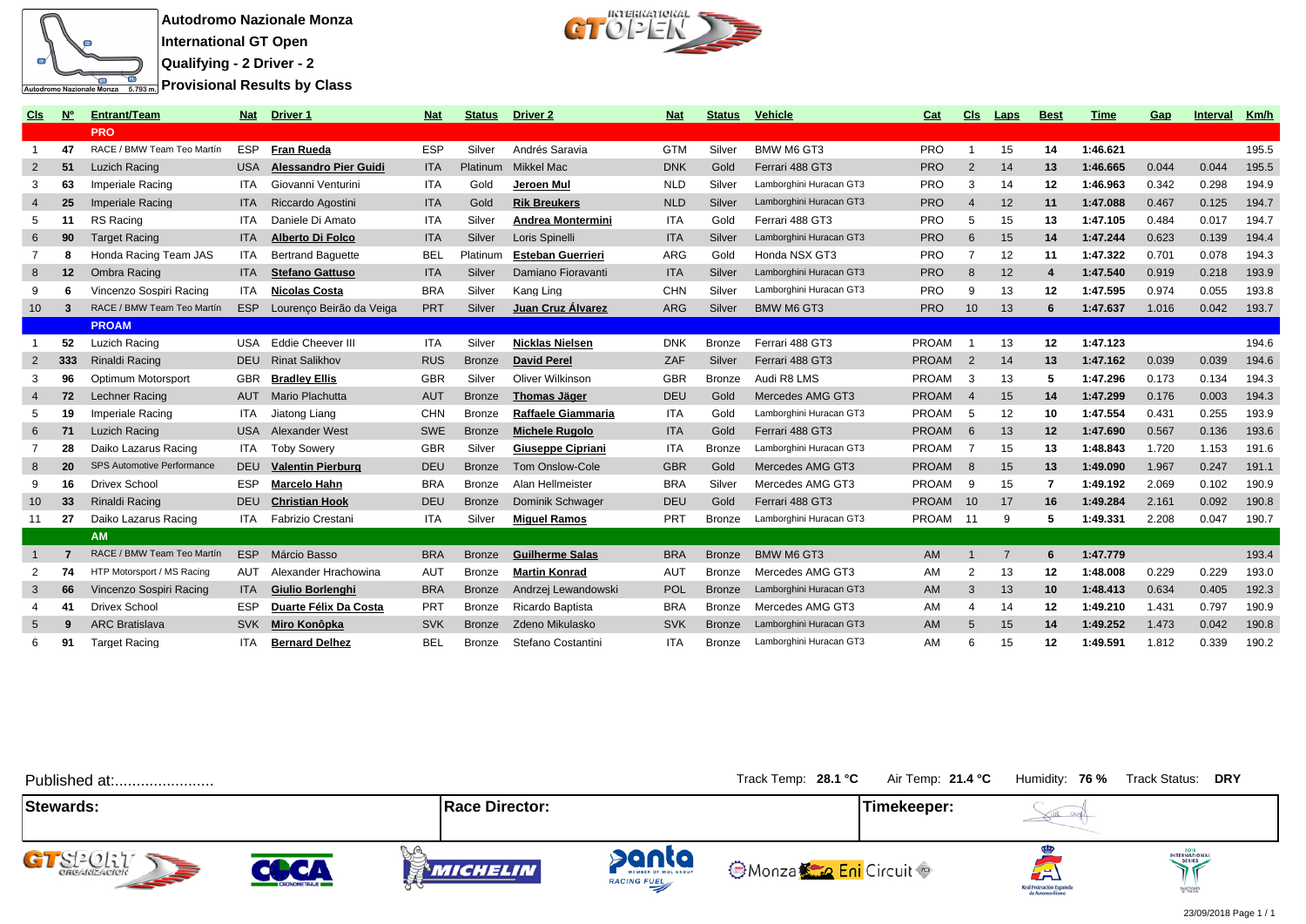# Autodromo Nazionale Monza
## International GT Open
## Qualifying - 2 Driver - 2
## Provisional Results by Class

| Cls | Nº | Entrant/Team | Nat | Driver 1 | Nat | Status | Driver 2 | Nat | Status | Vehicle | Cat | Cls | Laps | Best | Time | Gap | Interval | Km/h |
|---|---|---|---|---|---|---|---|---|---|---|---|---|---|---|---|---|---|---|
| | | **PRO** | | | | | | | | | | | | | | | | |
| 1 | 47 | RACE / BMW Team Teo Martín | ESP | **Fran Rueda** | ESP | Silver | Andrés Saravia | GTM | Silver | BMW M6 GT3 | PRO | 1 | 15 | 14 | 1:46.621 | | | 195.5 |
| 2 | 51 | Luzich Racing | USA | **Alessandro Pier Guidi** | ITA | Platinum | Mikkel Mac | DNK | Gold | Ferrari 488 GT3 | PRO | 2 | 14 | 13 | 1:46.665 | 0.044 | 0.044 | 195.5 |
| 3 | 63 | Imperiale Racing | ITA | Giovanni Venturini | ITA | Gold | **Jeroen Mul** | NLD | Silver | Lamborghini Huracan GT3 | PRO | 3 | 14 | 12 | 1:46.963 | 0.342 | 0.298 | 194.9 |
| 4 | 25 | Imperiale Racing | ITA | Riccardo Agostini | ITA | Gold | **Rik Breukers** | NLD | Silver | Lamborghini Huracan GT3 | PRO | 4 | 12 | 11 | 1:47.088 | 0.467 | 0.125 | 194.7 |
| 5 | 11 | RS Racing | ITA | Daniele Di Amato | ITA | Silver | **Andrea Montermini** | ITA | Gold | Ferrari 488 GT3 | PRO | 5 | 15 | 13 | 1:47.105 | 0.484 | 0.017 | 194.7 |
| 6 | 90 | Target Racing | ITA | **Alberto Di Folco** | ITA | Silver | Loris Spinelli | ITA | Silver | Lamborghini Huracan GT3 | PRO | 6 | 15 | 14 | 1:47.244 | 0.623 | 0.139 | 194.4 |
| 7 | 8 | Honda Racing Team JAS | ITA | Bertrand Baguette | BEL | Platinum | **Esteban Guerrieri** | ARG | Gold | Honda NSX GT3 | PRO | 7 | 12 | 11 | 1:47.322 | 0.701 | 0.078 | 194.3 |
| 8 | 12 | Ombra Racing | ITA | **Stefano Gattuso** | ITA | Silver | Damiano Fioravanti | ITA | Silver | Lamborghini Huracan GT3 | PRO | 8 | 12 | 4 | 1:47.540 | 0.919 | 0.218 | 193.9 |
| 9 | 6 | Vincenzo Sospiri Racing | ITA | **Nicolas Costa** | BRA | Silver | Kang Ling | CHN | Silver | Lamborghini Huracan GT3 | PRO | 9 | 13 | 12 | 1:47.595 | 0.974 | 0.055 | 193.8 |
| 10 | 3 | RACE / BMW Team Teo Martín | ESP | Lourenço Beirão da Veiga | PRT | Silver | **Juan Cruz Álvarez** | ARG | Silver | BMW M6 GT3 | PRO | 10 | 13 | 6 | 1:47.637 | 1.016 | 0.042 | 193.7 |
| | | **PROAM** | | | | | | | | | | | | | | | | |
| 1 | 52 | Luzich Racing | USA | Eddie Cheever III | ITA | Silver | **Nicklas Nielsen** | DNK | Bronze | Ferrari 488 GT3 | PROAM | 1 | 13 | 12 | 1:47.123 | | | 194.6 |
| 2 | 333 | Rinaldi Racing | DEU | Rinat Salikhov | RUS | Bronze | **David Perel** | ZAF | Silver | Ferrari 488 GT3 | PROAM | 2 | 14 | 13 | 1:47.162 | 0.039 | 0.039 | 194.6 |
| 3 | 96 | Optimum Motorsport | GBR | **Bradley Ellis** | GBR | Silver | Oliver Wilkinson | GBR | Bronze | Audi R8 LMS | PROAM | 3 | 13 | 5 | 1:47.296 | 0.173 | 0.134 | 194.3 |
| 4 | 72 | Lechner Racing | AUT | Mario Plachutta | AUT | Bronze | **Thomas Jäger** | DEU | Gold | Mercedes AMG GT3 | PROAM | 4 | 15 | 14 | 1:47.299 | 0.176 | 0.003 | 194.3 |
| 5 | 19 | Imperiale Racing | ITA | Jiatong Liang | CHN | Bronze | **Raffaele Giammaria** | ITA | Gold | Lamborghini Huracan GT3 | PROAM | 5 | 12 | 10 | 1:47.554 | 0.431 | 0.255 | 193.9 |
| 6 | 71 | Luzich Racing | USA | Alexander West | SWE | Bronze | **Michele Rugolo** | ITA | Gold | Ferrari 488 GT3 | PROAM | 6 | 13 | 12 | 1:47.690 | 0.567 | 0.136 | 193.6 |
| 7 | 28 | Daiko Lazarus Racing | ITA | Toby Sowery | GBR | Silver | **Giuseppe Cipriani** | ITA | Bronze | Lamborghini Huracan GT3 | PROAM | 7 | 15 | 13 | 1:48.843 | 1.720 | 1.153 | 191.6 |
| 8 | 20 | SPS Automotive Performance | DEU | **Valentin Pierburg** | DEU | Bronze | Tom Onslow-Cole | GBR | Gold | Mercedes AMG GT3 | PROAM | 8 | 15 | 13 | 1:49.090 | 1.967 | 0.247 | 191.1 |
| 9 | 16 | Drivex School | ESP | **Marcelo Hahn** | BRA | Bronze | Alan Hellmeister | BRA | Silver | Mercedes AMG GT3 | PROAM | 9 | 15 | 7 | 1:49.192 | 2.069 | 0.102 | 190.9 |
| 10 | 33 | Rinaldi Racing | DEU | **Christian Hook** | DEU | Bronze | Dominik Schwager | DEU | Gold | Ferrari 488 GT3 | PROAM | 10 | 17 | 16 | 1:49.284 | 2.161 | 0.092 | 190.8 |
| 11 | 27 | Daiko Lazarus Racing | ITA | Fabrizio Crestani | ITA | Silver | **Miguel Ramos** | PRT | Bronze | Lamborghini Huracan GT3 | PROAM | 11 | 9 | 5 | 1:49.331 | 2.208 | 0.047 | 190.7 |
| | | **AM** | | | | | | | | | | | | | | | | |
| 1 | 7 | RACE / BMW Team Teo Martín | ESP | Márcio Basso | BRA | Bronze | **Guilherme Salas** | BRA | Bronze | BMW M6 GT3 | AM | 1 | 7 | 6 | 1:47.779 | | | 193.4 |
| 2 | 74 | HTP Motorsport / MS Racing | AUT | Alexander Hrachowina | AUT | Bronze | **Martin Konrad** | AUT | Bronze | Mercedes AMG GT3 | AM | 2 | 13 | 12 | 1:48.008 | 0.229 | 0.229 | 193.0 |
| 3 | 66 | Vincenzo Sospiri Racing | ITA | **Giulio Borlenghi** | BRA | Bronze | Andrzej Lewandowski | POL | Bronze | Lamborghini Huracan GT3 | AM | 3 | 13 | 10 | 1:48.413 | 0.634 | 0.405 | 192.3 |
| 4 | 41 | Drivex School | ESP | **Duarte Félix Da Costa** | PRT | Bronze | Ricardo Baptista | BRA | Bronze | Mercedes AMG GT3 | AM | 4 | 14 | 12 | 1:49.210 | 1.431 | 0.797 | 190.9 |
| 5 | 9 | ARC Bratislava | SVK | **Miro Konôpka** | SVK | Bronze | Zdeno Mikulasko | SVK | Bronze | Lamborghini Huracan GT3 | AM | 5 | 15 | 14 | 1:49.252 | 1.473 | 0.042 | 190.8 |
| 6 | 91 | Target Racing | ITA | **Bernard Delhez** | BEL | Bronze | Stefano Costantini | ITA | Bronze | Lamborghini Huracan GT3 | AM | 6 | 15 | 12 | 1:49.591 | 1.812 | 0.339 | 190.2 |

Published at:.......................

Track Temp: **28.1 °C** Air Temp: **21.4 °C** Humidity: **76 %** Track Status: **DRY**

| Stewards: | Race Director: | Timekeeper: |
|---|---|---|

23/09/2018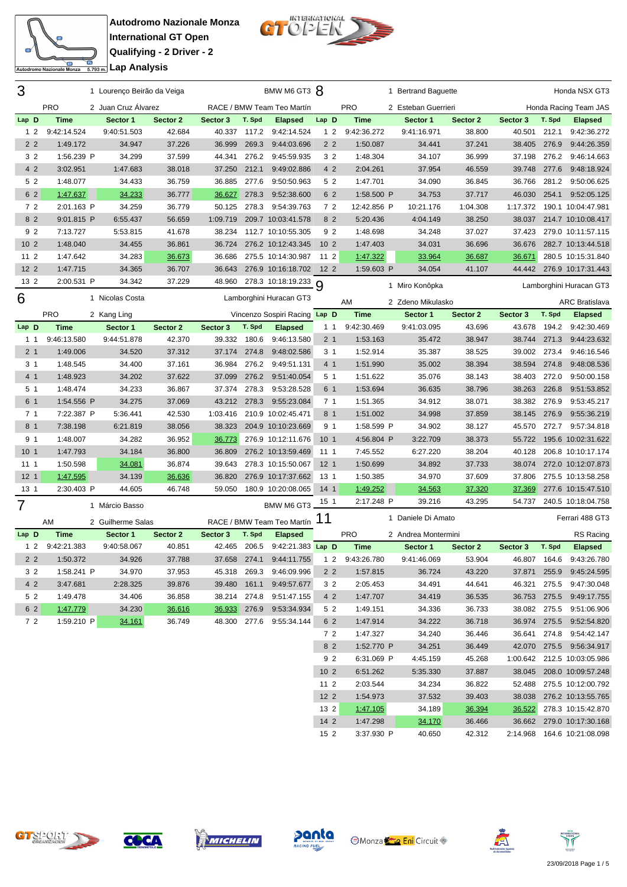# Autodromo Nazionale Monza
## International GT Open
## Qualifying - 2 Driver - 2
## Lap Analysis

Autodromo Nazionale Monza 5.793 m.

### 3 — PRO
1 Lourenço Beirão da Veiga
2 Juan Cruz Álvarez
BMW M6 GT3 — RACE / BMW Team Teo Martín

| Lap | D | Time | Sector 1 | Sector 2 | Sector 3 | T. Spd | Elapsed |
|---|---|---|---|---|---|---|---|
| 1 | 2 | 9:42:14.524 | 9:40:51.503 | 42.684 | 40.337 | 117.2 | 9:42:14.524 |
| 2 | 2 | 1:49.172 | 34.947 | 37.226 | 36.999 | 269.3 | 9:44:03.696 |
| 3 | 2 | 1:56.239 P | 34.299 | 37.599 | 44.341 | 276.2 | 9:45:59.935 |
| 4 | 2 | 3:02.951 | 1:47.683 | 38.018 | 37.250 | 212.1 | 9:49:02.886 |
| 5 | 2 | 1:48.077 | 34.433 | 36.759 | 36.885 | 277.6 | 9:50:50.963 |
| 6 | 2 | 1:47.637 | 34.233 | 36.777 | 36.627 | 278.3 | 9:52:38.600 |
| 7 | 2 | 2:01.163 P | 34.259 | 36.779 | 50.125 | 278.3 | 9:54:39.763 |
| 8 | 2 | 9:01.815 P | 6:55.437 | 56.659 | 1:09.719 | 209.7 | 10:03:41.578 |
| 9 | 2 | 7:13.727 | 5:53.815 | 41.678 | 38.234 | 112.7 | 10:10:55.305 |
| 10 | 2 | 1:48.040 | 34.455 | 36.861 | 36.724 | 276.2 | 10:12:43.345 |
| 11 | 2 | 1:47.642 | 34.283 | 36.673 | 36.686 | 275.5 | 10:14:30.987 |
| 12 | 2 | 1:47.715 | 34.365 | 36.707 | 36.643 | 276.9 | 10:16:18.702 |
| 13 | 2 | 2:00.531 P | 34.342 | 37.229 | 48.960 | 278.3 | 10:18:19.233 |

### 8 — PRO
1 Bertrand Baguette
2 Esteban Guerrieri
Honda NSX GT3 — Honda Racing Team JAS

| Lap | D | Time | Sector 1 | Sector 2 | Sector 3 | T. Spd | Elapsed |
|---|---|---|---|---|---|---|---|
| 1 | 2 | 9:42:36.272 | 9:41:16.971 | 38.800 | 40.501 | 212.1 | 9:42:36.272 |
| 2 | 2 | 1:50.087 | 34.441 | 37.241 | 38.405 | 276.9 | 9:44:26.359 |
| 3 | 2 | 1:48.304 | 34.107 | 36.999 | 37.198 | 276.2 | 9:46:14.663 |
| 4 | 2 | 2:04.261 | 37.954 | 46.559 | 39.748 | 277.6 | 9:48:18.924 |
| 5 | 2 | 1:47.701 | 34.090 | 36.845 | 36.766 | 281.2 | 9:50:06.625 |
| 6 | 2 | 1:58.500 P | 34.753 | 37.717 | 46.030 | 254.1 | 9:52:05.125 |
| 7 | 2 | 12:42.856 P | 10:21.176 | 1:04.308 | 1:17.372 | 190.1 | 10:04:47.981 |
| 8 | 2 | 5:20.436 | 4:04.149 | 38.250 | 38.037 | 214.7 | 10:10:08.417 |
| 9 | 2 | 1:48.698 | 34.248 | 37.027 | 37.423 | 279.0 | 10:11:57.115 |
| 10 | 2 | 1:47.403 | 34.031 | 36.696 | 36.676 | 282.7 | 10:13:44.518 |
| 11 | 2 | 1:47.322 | 33.964 | 36.687 | 36.671 | 280.5 | 10:15:31.840 |
| 12 | 2 | 1:59.603 P | 34.054 | 41.107 | 44.442 | 276.9 | 10:17:31.443 |

### 6 — PRO
1 Nicolas Costa
2 Kang Ling
Lamborghini Huracan GT3 — Vincenzo Sospiri Racing

| Lap | D | Time | Sector 1 | Sector 2 | Sector 3 | T. Spd | Elapsed |
|---|---|---|---|---|---|---|---|
| 1 | 1 | 9:46:13.580 | 9:44:51.878 | 42.370 | 39.332 | 180.6 | 9:46:13.580 |
| 2 | 1 | 1:49.006 | 34.520 | 37.312 | 37.174 | 274.8 | 9:48:02.586 |
| 3 | 1 | 1:48.545 | 34.400 | 37.161 | 36.984 | 276.2 | 9:49:51.131 |
| 4 | 1 | 1:48.923 | 34.202 | 37.622 | 37.099 | 276.2 | 9:51:40.054 |
| 5 | 1 | 1:48.474 | 34.233 | 36.867 | 37.374 | 278.3 | 9:53:28.528 |
| 6 | 1 | 1:54.556 P | 34.275 | 37.069 | 43.212 | 278.3 | 9:55:23.084 |
| 7 | 1 | 7:22.387 P | 5:36.441 | 42.530 | 1:03.416 | 210.9 | 10:02:45.471 |
| 8 | 1 | 7:38.198 | 6:21.819 | 38.056 | 38.323 | 204.9 | 10:10:23.669 |
| 9 | 1 | 1:48.007 | 34.282 | 36.952 | 36.773 | 276.9 | 10:12:11.676 |
| 10 | 1 | 1:47.793 | 34.184 | 36.800 | 36.809 | 276.2 | 10:13:59.469 |
| 11 | 1 | 1:50.598 | 34.081 | 36.874 | 39.643 | 278.3 | 10:15:50.067 |
| 12 | 1 | 1:47.595 | 34.139 | 36.636 | 36.820 | 276.9 | 10:17:37.662 |
| 13 | 1 | 2:30.403 P | 44.605 | 46.748 | 59.050 | 180.9 | 10:20:08.065 |

### 9 — AM
1 Miro Konôpka
2 Zdeno Mikulasko
Lamborghini Huracan GT3 — ARC Bratislava

| Lap | D | Time | Sector 1 | Sector 2 | Sector 3 | T. Spd | Elapsed |
|---|---|---|---|---|---|---|---|
| 1 | 1 | 9:42:30.469 | 9:41:03.095 | 43.696 | 43.678 | 194.2 | 9:42:30.469 |
| 2 | 1 | 1:53.163 | 35.472 | 38.947 | 38.744 | 271.3 | 9:44:23.632 |
| 3 | 1 | 1:52.914 | 35.387 | 38.525 | 39.002 | 273.4 | 9:46:16.546 |
| 4 | 1 | 1:51.990 | 35.002 | 38.394 | 38.594 | 274.8 | 9:48:08.536 |
| 5 | 1 | 1:51.622 | 35.076 | 38.143 | 38.403 | 272.0 | 9:50:00.158 |
| 6 | 1 | 1:53.694 | 36.635 | 38.796 | 38.263 | 226.8 | 9:51:53.852 |
| 7 | 1 | 1:51.365 | 34.912 | 38.071 | 38.382 | 276.9 | 9:53:45.217 |
| 8 | 1 | 1:51.002 | 34.998 | 37.859 | 38.145 | 276.9 | 9:55:36.219 |
| 9 | 1 | 1:58.599 P | 34.902 | 38.127 | 45.570 | 272.7 | 9:57:34.818 |
| 10 | 1 | 4:56.804 P | 3:22.709 | 38.373 | 55.722 | 195.6 | 10:02:31.622 |
| 11 | 1 | 7:45.552 | 6:27.220 | 38.204 | 40.128 | 206.8 | 10:10:17.174 |
| 12 | 1 | 1:50.699 | 34.892 | 37.733 | 38.074 | 272.0 | 10:12:07.873 |
| 13 | 1 | 1:50.385 | 34.970 | 37.609 | 37.806 | 275.5 | 10:13:58.258 |
| 14 | 1 | 1:49.252 | 34.563 | 37.320 | 37.369 | 277.6 | 10:15:47.510 |
| 15 | 1 | 2:17.248 P | 39.216 | 43.295 | 54.737 | 240.5 | 10:18:04.758 |

### 7 — AM
1 Márcio Basso
2 Guilherme Salas
BMW M6 GT3 — RACE / BMW Team Teo Martín

| Lap | D | Time | Sector 1 | Sector 2 | Sector 3 | T. Spd | Elapsed |
|---|---|---|---|---|---|---|---|
| 1 | 2 | 9:42:21.383 | 9:40:58.067 | 40.851 | 42.465 | 206.5 | 9:42:21.383 |
| 2 | 2 | 1:50.372 | 34.926 | 37.788 | 37.658 | 274.1 | 9:44:11.755 |
| 3 | 2 | 1:58.241 P | 34.970 | 37.953 | 45.318 | 269.3 | 9:46:09.996 |
| 4 | 2 | 3:47.681 | 2:28.325 | 39.876 | 39.480 | 161.1 | 9:49:57.677 |
| 5 | 2 | 1:49.478 | 34.406 | 36.858 | 38.214 | 274.8 | 9:51:47.155 |
| 6 | 2 | 1:47.779 | 34.230 | 36.616 | 36.933 | 276.9 | 9:53:34.934 |
| 7 | 2 | 1:59.210 P | 34.161 | 36.749 | 48.300 | 277.6 | 9:55:34.144 |

### 11 — PRO
1 Daniele Di Amato
2 Andrea Montermini
Ferrari 488 GT3 — RS Racing

| Lap | D | Time | Sector 1 | Sector 2 | Sector 3 | T. Spd | Elapsed |
|---|---|---|---|---|---|---|---|
| 1 | 2 | 9:43:26.780 | 9:41:46.069 | 53.904 | 46.807 | 164.6 | 9:43:26.780 |
| 2 | 2 | 1:57.815 | 36.724 | 43.220 | 37.871 | 255.9 | 9:45:24.595 |
| 3 | 2 | 2:05.453 | 34.491 | 44.641 | 46.321 | 275.5 | 9:47:30.048 |
| 4 | 2 | 1:47.707 | 34.419 | 36.535 | 36.753 | 275.5 | 9:49:17.755 |
| 5 | 2 | 1:49.151 | 34.336 | 36.733 | 38.082 | 275.5 | 9:51:06.906 |
| 6 | 2 | 1:47.914 | 34.222 | 36.718 | 36.974 | 275.5 | 9:52:54.820 |
| 7 | 2 | 1:47.327 | 34.240 | 36.446 | 36.641 | 274.8 | 9:54:42.147 |
| 8 | 2 | 1:52.770 P | 34.251 | 36.449 | 42.070 | 275.5 | 9:56:34.917 |
| 9 | 2 | 6:31.069 P | 4:45.159 | 45.268 | 1:00.642 | 212.5 | 10:03:05.986 |
| 10 | 2 | 6:51.262 | 5:35.330 | 37.887 | 38.045 | 208.0 | 10:09:57.248 |
| 11 | 2 | 2:03.544 | 34.234 | 36.822 | 52.488 | 275.5 | 10:12:00.792 |
| 12 | 2 | 1:54.973 | 37.532 | 39.403 | 38.038 | 276.2 | 10:13:55.765 |
| 13 | 2 | 1:47.105 | 34.189 | 36.394 | 36.522 | 278.3 | 10:15:42.870 |
| 14 | 2 | 1:47.298 | 34.170 | 36.466 | 36.662 | 279.0 | 10:17:30.168 |
| 15 | 2 | 3:37.930 P | 40.650 | 42.312 | 2:14.968 | 164.6 | 10:21:08.098 |

23/09/2018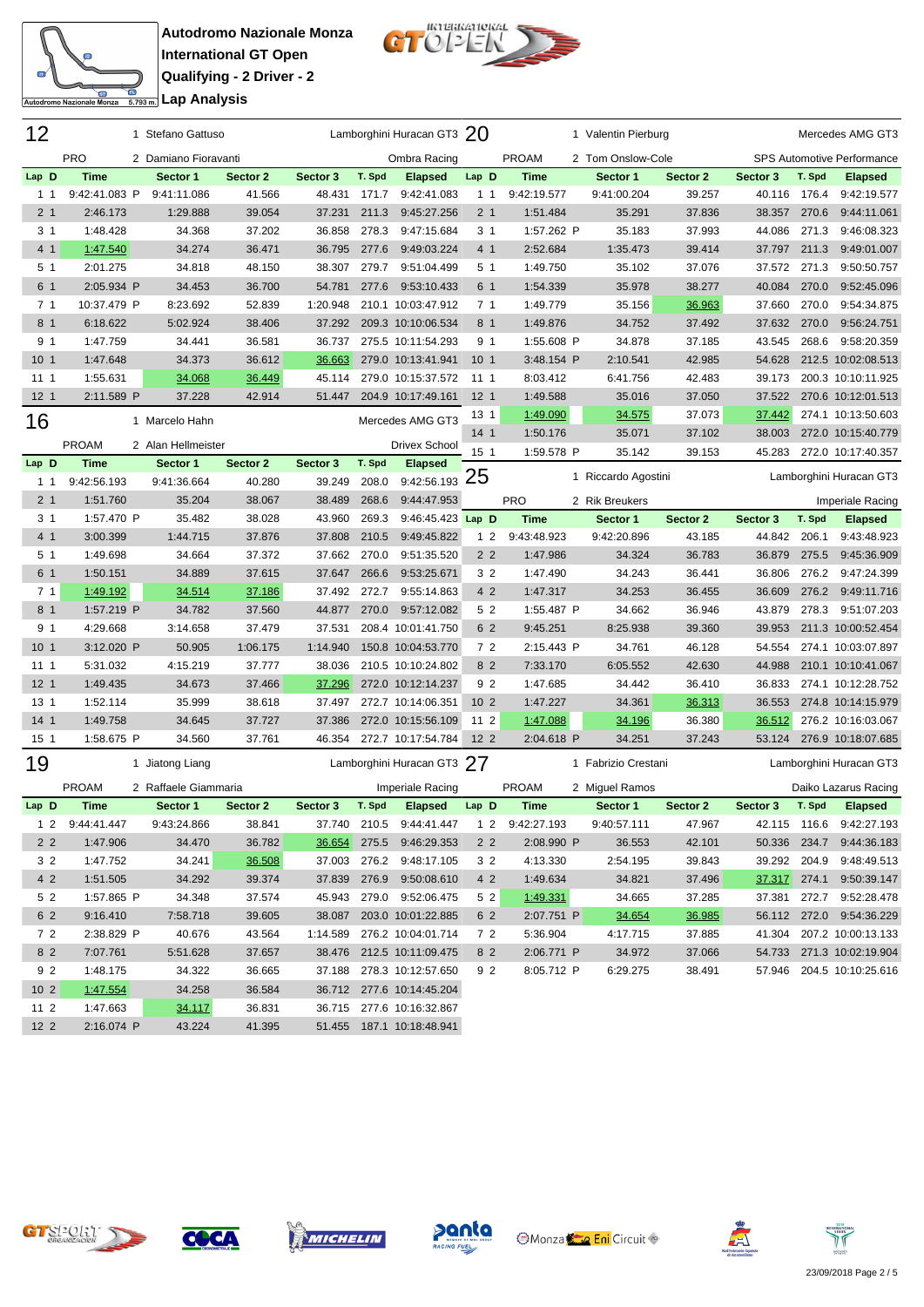**Autodromo Nazionale Monza**
**International GT Open**
**Qualifying - 2 Driver - 2**
**Lap Analysis**

## 12 — PRO — 1 Stefano Gattuso / 2 Damiano Fioravanti — Lamborghini Huracan GT3 — Ombra Racing

| Lap | D | Time | Sector 1 | Sector 2 | Sector 3 | T. Spd | Elapsed |
|---|---|---|---|---|---|---|---|
| 1 | 1 | 9:42:41.083 P | 9:41:11.086 | 41.566 | 48.431 | 171.7 | 9:42:41.083 |
| 2 | 1 | 2:46.173 | 1:29.888 | 39.054 | 37.231 | 211.3 | 9:45:27.256 |
| 3 | 1 | 1:48.428 | 34.368 | 37.202 | 36.858 | 278.3 | 9:47:15.684 |
| 4 | 1 | 1:47.540 | 34.274 | 36.471 | 36.795 | 277.6 | 9:49:03.224 |
| 5 | 1 | 2:01.275 | 34.818 | 48.150 | 38.307 | 279.7 | 9:51:04.499 |
| 6 | 1 | 2:05.934 P | 34.453 | 36.700 | 54.781 | 277.6 | 9:53:10.433 |
| 7 | 1 | 10:37.479 P | 8:23.692 | 52.839 | 1:20.948 | 210.1 | 10:03:47.912 |
| 8 | 1 | 6:18.622 | 5:02.924 | 38.406 | 37.292 | 209.3 | 10:10:06.534 |
| 9 | 1 | 1:47.759 | 34.441 | 36.581 | 36.737 | 275.5 | 10:11:54.293 |
| 10 | 1 | 1:47.648 | 34.373 | 36.612 | 36.663 | 279.0 | 10:13:41.941 |
| 11 | 1 | 1:55.631 | 34.068 | 36.449 | 45.114 | 279.0 | 10:15:37.572 |
| 12 | 1 | 2:11.589 P | 37.228 | 42.914 | 51.447 | 204.9 | 10:17:49.161 |

## 20 — PROAM — 1 Valentin Pierburg / 2 Tom Onslow-Cole — Mercedes AMG GT3 — SPS Automotive Performance

| Lap | D | Time | Sector 1 | Sector 2 | Sector 3 | T. Spd | Elapsed |
|---|---|---|---|---|---|---|---|
| 1 | 1 | 9:42:19.577 | 9:41:00.204 | 39.257 | 40.116 | 176.4 | 9:42:19.577 |
| 2 | 1 | 1:51.484 | 35.291 | 37.836 | 38.357 | 270.6 | 9:44:11.061 |
| 3 | 1 | 1:57.262 P | 35.183 | 37.993 | 44.086 | 271.3 | 9:46:08.323 |
| 4 | 1 | 2:52.684 | 1:35.473 | 39.414 | 37.797 | 211.3 | 9:49:01.007 |
| 5 | 1 | 1:49.750 | 35.102 | 37.076 | 37.572 | 271.3 | 9:50:50.757 |
| 6 | 1 | 1:54.339 | 35.978 | 38.277 | 40.084 | 270.0 | 9:52:45.096 |
| 7 | 1 | 1:49.779 | 35.156 | 36.963 | 37.660 | 270.0 | 9:54:34.875 |
| 8 | 1 | 1:49.876 | 34.752 | 37.492 | 37.632 | 270.0 | 9:56:24.751 |
| 9 | 1 | 1:55.608 P | 34.878 | 37.185 | 43.545 | 268.6 | 9:58:20.359 |
| 10 | 1 | 3:48.154 P | 2:10.541 | 42.985 | 54.628 | 212.5 | 10:02:08.513 |
| 11 | 1 | 8:03.412 | 6:41.756 | 42.483 | 39.173 | 200.3 | 10:10:11.925 |
| 12 | 1 | 1:49.588 | 35.016 | 37.050 | 37.522 | 270.6 | 10:12:01.513 |
| 13 | 1 | 1:49.090 | 34.575 | 37.073 | 37.442 | 274.1 | 10:13:50.603 |
| 14 | 1 | 1:50.176 | 35.071 | 37.102 | 38.003 | 272.0 | 10:15:40.779 |
| 15 | 1 | 1:59.578 P | 35.142 | 39.153 | 45.283 | 272.0 | 10:17:40.357 |

## 16 — PROAM — 1 Marcelo Hahn / 2 Alan Hellmeister — Mercedes AMG GT3 — Drivex School

| Lap | D | Time | Sector 1 | Sector 2 | Sector 3 | T. Spd | Elapsed |
|---|---|---|---|---|---|---|---|
| 1 | 1 | 9:42:56.193 | 9:41:36.664 | 40.280 | 39.249 | 208.0 | 9:42:56.193 |
| 2 | 1 | 1:51.760 | 35.204 | 38.067 | 38.489 | 268.6 | 9:44:47.953 |
| 3 | 1 | 1:57.470 P | 35.482 | 38.028 | 43.960 | 269.3 | 9:46:45.423 |
| 4 | 1 | 3:00.399 | 1:44.715 | 37.876 | 37.808 | 210.5 | 9:49:45.822 |
| 5 | 1 | 1:49.698 | 34.664 | 37.372 | 37.662 | 270.0 | 9:51:35.520 |
| 6 | 1 | 1:50.151 | 34.889 | 37.615 | 37.647 | 266.6 | 9:53:25.671 |
| 7 | 1 | 1:49.192 | 34.514 | 37.186 | 37.492 | 272.7 | 9:55:14.863 |
| 8 | 1 | 1:57.219 P | 34.782 | 37.560 | 44.877 | 270.0 | 9:57:12.082 |
| 9 | 1 | 4:29.668 | 3:14.658 | 37.479 | 37.531 | 208.4 | 10:01:41.750 |
| 10 | 1 | 3:12.020 P | 50.905 | 1:06.175 | 1:14.940 | 150.8 | 10:04:53.770 |
| 11 | 1 | 5:31.032 | 4:15.219 | 37.777 | 38.036 | 210.5 | 10:10:24.802 |
| 12 | 1 | 1:49.435 | 34.673 | 37.466 | 37.296 | 272.0 | 10:12:14.237 |
| 13 | 1 | 1:52.114 | 35.999 | 38.618 | 37.497 | 272.7 | 10:14:06.351 |
| 14 | 1 | 1:49.758 | 34.645 | 37.727 | 37.386 | 272.0 | 10:15:56.109 |
| 15 | 1 | 1:58.675 P | 34.560 | 37.761 | 46.354 | 272.7 | 10:17:54.784 |

## 25 — PRO — 1 Riccardo Agostini / 2 Rik Breukers — Lamborghini Huracan GT3 — Imperiale Racing

| Lap | D | Time | Sector 1 | Sector 2 | Sector 3 | T. Spd | Elapsed |
|---|---|---|---|---|---|---|---|
| 1 | 2 | 9:43:48.923 | 9:42:20.896 | 43.185 | 44.842 | 206.1 | 9:43:48.923 |
| 2 | 2 | 1:47.986 | 34.324 | 36.783 | 36.879 | 275.5 | 9:45:36.909 |
| 3 | 2 | 1:47.490 | 34.243 | 36.441 | 36.806 | 276.2 | 9:47:24.399 |
| 4 | 2 | 1:47.317 | 34.253 | 36.455 | 36.609 | 276.2 | 9:49:11.716 |
| 5 | 2 | 1:55.487 P | 34.662 | 36.946 | 43.879 | 278.3 | 9:51:07.203 |
| 6 | 2 | 9:45.251 | 8:25.938 | 39.360 | 39.953 | 211.3 | 10:00:52.454 |
| 7 | 2 | 2:15.443 P | 34.761 | 46.128 | 54.554 | 274.1 | 10:03:07.897 |
| 8 | 2 | 7:33.170 | 6:05.552 | 42.630 | 44.988 | 210.1 | 10:10:41.067 |
| 9 | 2 | 1:47.685 | 34.442 | 36.410 | 36.833 | 274.1 | 10:12:28.752 |
| 10 | 2 | 1:47.227 | 34.361 | 36.313 | 36.553 | 274.8 | 10:14:15.979 |
| 11 | 2 | 1:47.088 | 34.196 | 36.380 | 36.512 | 276.2 | 10:16:03.067 |
| 12 | 2 | 2:04.618 P | 34.251 | 37.243 | 53.124 | 276.9 | 10:18:07.685 |

## 19 — PROAM — 1 Jiatong Liang / 2 Raffaele Giammaria — Lamborghini Huracan GT3 — Imperiale Racing

| Lap | D | Time | Sector 1 | Sector 2 | Sector 3 | T. Spd | Elapsed |
|---|---|---|---|---|---|---|---|
| 1 | 2 | 9:44:41.447 | 9:43:24.866 | 38.841 | 37.740 | 210.5 | 9:44:41.447 |
| 2 | 2 | 1:47.906 | 34.470 | 36.782 | 36.654 | 275.5 | 9:46:29.353 |
| 3 | 2 | 1:47.752 | 34.241 | 36.508 | 37.003 | 276.2 | 9:48:17.105 |
| 4 | 2 | 1:51.505 | 34.292 | 39.374 | 37.839 | 276.9 | 9:50:08.610 |
| 5 | 2 | 1:57.865 P | 34.348 | 37.574 | 45.943 | 279.0 | 9:52:06.475 |
| 6 | 2 | 9:16.410 | 7:58.718 | 39.605 | 38.087 | 203.0 | 10:01:22.885 |
| 7 | 2 | 2:38.829 P | 40.676 | 43.564 | 1:14.589 | 276.2 | 10:04:01.714 |
| 8 | 2 | 7:07.761 | 5:51.628 | 37.657 | 38.476 | 212.5 | 10:11:09.475 |
| 9 | 2 | 1:48.175 | 34.322 | 36.665 | 37.188 | 278.3 | 10:12:57.650 |
| 10 | 2 | 1:47.554 | 34.258 | 36.584 | 36.712 | 277.6 | 10:14:45.204 |
| 11 | 2 | 1:47.663 | 34.117 | 36.831 | 36.715 | 277.6 | 10:16:32.867 |
| 12 | 2 | 2:16.074 P | 43.224 | 41.395 | 51.455 | 187.1 | 10:18:48.941 |

## 27 — PROAM — 1 Fabrizio Crestani / 2 Miguel Ramos — Lamborghini Huracan GT3 — Daiko Lazarus Racing

| Lap | D | Time | Sector 1 | Sector 2 | Sector 3 | T. Spd | Elapsed |
|---|---|---|---|---|---|---|---|
| 1 | 2 | 9:42:27.193 | 9:40:57.111 | 47.967 | 42.115 | 116.6 | 9:42:27.193 |
| 2 | 2 | 2:08.990 P | 36.553 | 42.101 | 50.336 | 234.7 | 9:44:36.183 |
| 3 | 2 | 4:13.330 | 2:54.195 | 39.843 | 39.292 | 204.9 | 9:48:49.513 |
| 4 | 2 | 1:49.634 | 34.821 | 37.496 | 37.317 | 274.1 | 9:50:39.147 |
| 5 | 2 | 1:49.331 | 34.665 | 37.285 | 37.381 | 272.7 | 9:52:28.478 |
| 6 | 2 | 2:07.751 P | 34.654 | 36.985 | 56.112 | 272.0 | 9:54:36.229 |
| 7 | 2 | 5:36.904 | 4:17.715 | 37.885 | 41.304 | 207.2 | 10:00:13.133 |
| 8 | 2 | 2:06.771 P | 34.972 | 37.066 | 54.733 | 271.3 | 10:02:19.904 |
| 9 | 2 | 8:05.712 P | 6:29.275 | 38.491 | 57.946 | 204.5 | 10:10:25.616 |

23/09/2018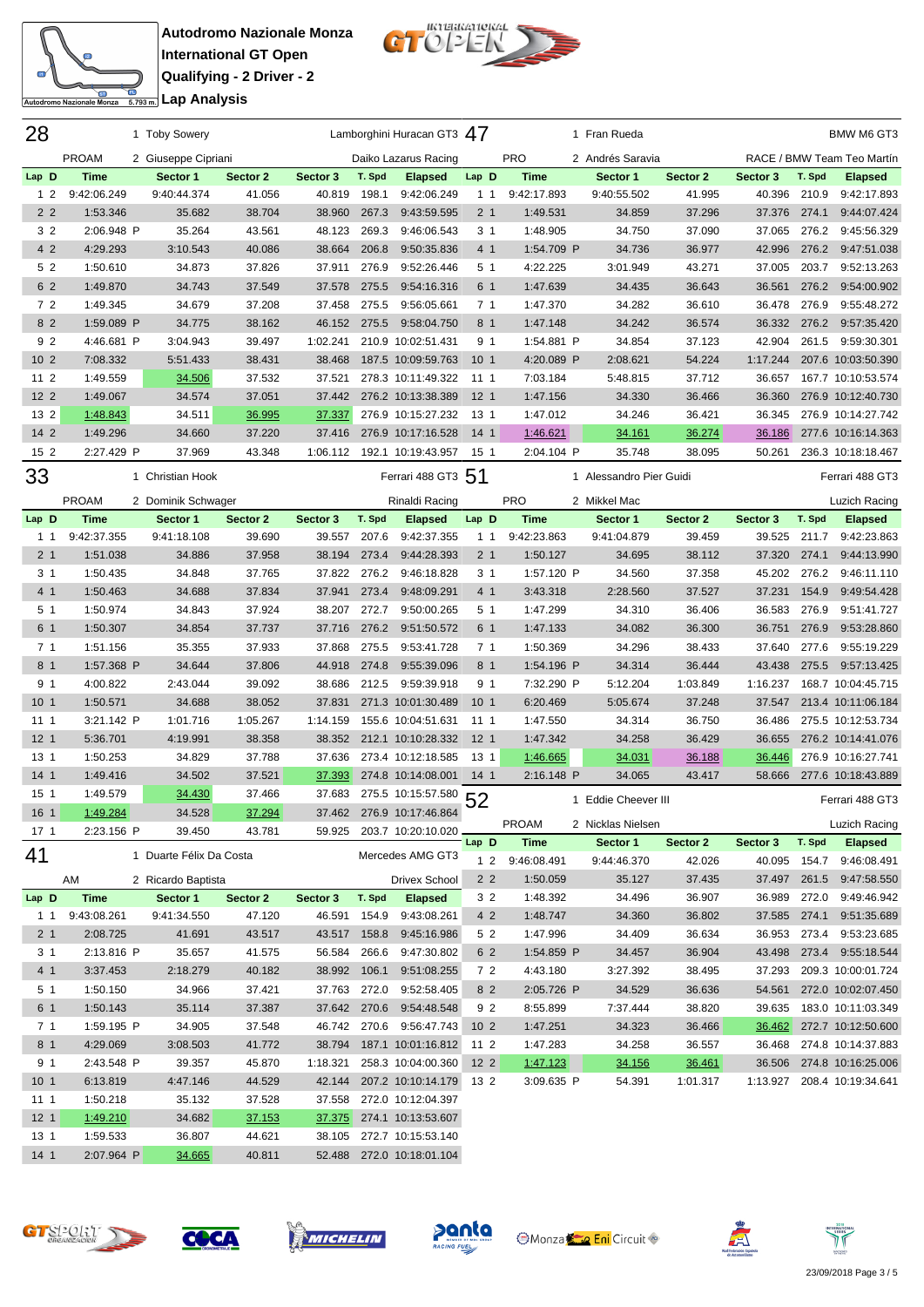**Autodromo Nazionale Monza**
**International GT Open**
**Qualifying - 2 Driver - 2**
**Lap Analysis**

Autodromo Nazionale Monza 5.793 m.

## 28 — Lamborghini Huracan GT3 — PROAM — Daiko Lazarus Racing

1 Toby Sowery
2 Giuseppe Cipriani

| Lap | D | Time | Sector 1 | Sector 2 | Sector 3 | T. Spd | Elapsed |
|---|---|---|---|---|---|---|---|
| 1 | 2 | 9:42:06.249 | 9:40:44.374 | 41.056 | 40.819 | 198.1 | 9:42:06.249 |
| 2 | 2 | 1:53.346 | 35.682 | 38.704 | 38.960 | 267.3 | 9:43:59.595 |
| 3 | 2 | 2:06.948 P | 35.264 | 43.561 | 48.123 | 269.3 | 9:46:06.543 |
| 4 | 2 | 4:29.293 | 3:10.543 | 40.086 | 38.664 | 206.8 | 9:50:35.836 |
| 5 | 2 | 1:50.610 | 34.873 | 37.826 | 37.911 | 276.9 | 9:52:26.446 |
| 6 | 2 | 1:49.870 | 34.743 | 37.549 | 37.578 | 275.5 | 9:54:16.316 |
| 7 | 2 | 1:49.345 | 34.679 | 37.208 | 37.458 | 275.5 | 9:56:05.661 |
| 8 | 2 | 1:59.089 P | 34.775 | 38.162 | 46.152 | 275.5 | 9:58:04.750 |
| 9 | 2 | 4:46.681 P | 3:04.943 | 39.497 | 1:02.241 | 210.9 | 10:02:51.431 |
| 10 | 2 | 7:08.332 | 5:51.433 | 38.431 | 38.468 | 187.5 | 10:09:59.763 |
| 11 | 2 | 1:49.559 | 34.506 | 37.532 | 37.521 | 278.3 | 10:11:49.322 |
| 12 | 2 | 1:49.067 | 34.574 | 37.051 | 37.442 | 276.2 | 10:13:38.389 |
| 13 | 2 | 1:48.843 | 34.511 | 36.995 | 37.337 | 276.9 | 10:15:27.232 |
| 14 | 2 | 1:49.296 | 34.660 | 37.220 | 37.416 | 276.9 | 10:17:16.528 |
| 15 | 2 | 2:27.429 P | 37.969 | 43.348 | 1:06.112 | 192.1 | 10:19:43.957 |

## 47 — BMW M6 GT3 — PRO — RACE / BMW Team Teo Martín

1 Fran Rueda
2 Andrés Saravia

| Lap | D | Time | Sector 1 | Sector 2 | Sector 3 | T. Spd | Elapsed |
|---|---|---|---|---|---|---|---|
| 1 | 1 | 9:42:17.893 | 9:40:55.502 | 41.995 | 40.396 | 210.9 | 9:42:17.893 |
| 2 | 1 | 1:49.531 | 34.859 | 37.296 | 37.376 | 274.1 | 9:44:07.424 |
| 3 | 1 | 1:48.905 | 34.750 | 37.090 | 37.065 | 276.2 | 9:45:56.329 |
| 4 | 1 | 1:54.709 P | 34.736 | 36.977 | 42.996 | 276.2 | 9:47:51.038 |
| 5 | 1 | 4:22.225 | 3:01.949 | 43.271 | 37.005 | 203.7 | 9:52:13.263 |
| 6 | 1 | 1:47.639 | 34.435 | 36.643 | 36.561 | 276.2 | 9:54:00.902 |
| 7 | 1 | 1:47.370 | 34.282 | 36.610 | 36.478 | 276.9 | 9:55:48.272 |
| 8 | 1 | 1:47.148 | 34.242 | 36.574 | 36.332 | 276.2 | 9:57:35.420 |
| 9 | 1 | 1:54.881 P | 34.854 | 37.123 | 42.904 | 261.5 | 9:59:30.301 |
| 10 | 1 | 4:20.089 P | 2:08.621 | 54.224 | 1:17.244 | 207.6 | 10:03:50.390 |
| 11 | 1 | 7:03.184 | 5:48.815 | 37.712 | 36.657 | 167.7 | 10:10:53.574 |
| 12 | 1 | 1:47.156 | 34.330 | 36.466 | 36.360 | 276.9 | 10:12:40.730 |
| 13 | 1 | 1:47.012 | 34.246 | 36.421 | 36.345 | 276.9 | 10:14:27.742 |
| 14 | 1 | 1:46.621 | 34.161 | 36.274 | 36.186 | 277.6 | 10:16:14.363 |
| 15 | 1 | 2:04.104 P | 35.748 | 38.095 | 50.261 | 236.3 | 10:18:18.467 |

## 33 — Ferrari 488 GT3 — PROAM — Rinaldi Racing

1 Christian Hook
2 Dominik Schwager

| Lap | D | Time | Sector 1 | Sector 2 | Sector 3 | T. Spd | Elapsed |
|---|---|---|---|---|---|---|---|
| 1 | 1 | 9:42:37.355 | 9:41:18.108 | 39.690 | 39.557 | 207.6 | 9:42:37.355 |
| 2 | 1 | 1:51.038 | 34.886 | 37.958 | 38.194 | 273.4 | 9:44:28.393 |
| 3 | 1 | 1:50.435 | 34.848 | 37.765 | 37.822 | 276.2 | 9:46:18.828 |
| 4 | 1 | 1:50.463 | 34.688 | 37.834 | 37.941 | 273.4 | 9:48:09.291 |
| 5 | 1 | 1:50.974 | 34.843 | 37.924 | 38.207 | 272.7 | 9:50:00.265 |
| 6 | 1 | 1:50.307 | 34.854 | 37.737 | 37.716 | 276.2 | 9:51:50.572 |
| 7 | 1 | 1:51.156 | 35.355 | 37.933 | 37.868 | 275.5 | 9:53:41.728 |
| 8 | 1 | 1:57.368 P | 34.644 | 37.806 | 44.918 | 274.8 | 9:55:39.096 |
| 9 | 1 | 4:00.822 | 2:43.044 | 39.092 | 38.686 | 212.5 | 9:59:39.918 |
| 10 | 1 | 1:50.571 | 34.688 | 38.052 | 37.831 | 271.3 | 10:01:30.489 |
| 11 | 1 | 3:21.142 P | 1:01.716 | 1:05.267 | 1:14.159 | 155.6 | 10:04:51.631 |
| 12 | 1 | 5:36.701 | 4:19.991 | 38.358 | 38.352 | 212.1 | 10:10:28.332 |
| 13 | 1 | 1:50.253 | 34.829 | 37.788 | 37.636 | 273.4 | 10:12:18.585 |
| 14 | 1 | 1:49.416 | 34.502 | 37.521 | 37.393 | 274.8 | 10:14:08.001 |
| 15 | 1 | 1:49.579 | 34.430 | 37.466 | 37.683 | 275.5 | 10:15:57.580 |
| 16 | 1 | 1:49.284 | 34.528 | 37.294 | 37.462 | 276.9 | 10:17:46.864 |
| 17 | 1 | 2:23.156 P | 39.450 | 43.781 | 59.925 | 203.7 | 10:20:10.020 |

## 51 — Ferrari 488 GT3 — PRO — Luzich Racing

1 Alessandro Pier Guidi
2 Mikkel Mac

| Lap | D | Time | Sector 1 | Sector 2 | Sector 3 | T. Spd | Elapsed |
|---|---|---|---|---|---|---|---|
| 1 | 1 | 9:42:23.863 | 9:41:04.879 | 39.459 | 39.525 | 211.7 | 9:42:23.863 |
| 2 | 1 | 1:50.127 | 34.695 | 38.112 | 37.320 | 274.1 | 9:44:13.990 |
| 3 | 1 | 1:57.120 P | 34.560 | 37.358 | 45.202 | 276.2 | 9:46:11.110 |
| 4 | 1 | 3:43.318 | 2:28.560 | 37.527 | 37.231 | 154.9 | 9:49:54.428 |
| 5 | 1 | 1:47.299 | 34.310 | 36.406 | 36.583 | 276.9 | 9:51:41.727 |
| 6 | 1 | 1:47.133 | 34.082 | 36.300 | 36.751 | 276.9 | 9:53:28.860 |
| 7 | 1 | 1:50.369 | 34.296 | 38.433 | 37.640 | 277.6 | 9:55:19.229 |
| 8 | 1 | 1:54.196 P | 34.314 | 36.444 | 43.438 | 275.5 | 9:57:13.425 |
| 9 | 1 | 7:32.290 P | 5:12.204 | 1:03.849 | 1:16.237 | 168.7 | 10:04:45.715 |
| 10 | 1 | 6:20.469 | 5:05.674 | 37.248 | 37.547 | 213.4 | 10:11:06.184 |
| 11 | 1 | 1:47.550 | 34.314 | 36.750 | 36.486 | 275.5 | 10:12:53.734 |
| 12 | 1 | 1:47.342 | 34.258 | 36.429 | 36.655 | 276.2 | 10:14:41.076 |
| 13 | 1 | 1:46.665 | 34.031 | 36.188 | 36.446 | 276.9 | 10:16:27.741 |
| 14 | 1 | 2:16.148 P | 34.065 | 43.417 | 58.666 | 277.6 | 10:18:43.889 |

## 52 — Ferrari 488 GT3 — PROAM — Luzich Racing

1 Eddie Cheever III
2 Nicklas Nielsen

| Lap | D | Time | Sector 1 | Sector 2 | Sector 3 | T. Spd | Elapsed |
|---|---|---|---|---|---|---|---|
| 1 | 2 | 9:46:08.491 | 9:44:46.370 | 42.026 | 40.095 | 154.7 | 9:46:08.491 |
| 2 | 2 | 1:50.059 | 35.127 | 37.435 | 37.497 | 261.5 | 9:47:58.550 |
| 3 | 2 | 1:48.392 | 34.496 | 36.907 | 36.989 | 272.0 | 9:49:46.942 |
| 4 | 2 | 1:48.747 | 34.360 | 36.802 | 37.585 | 274.1 | 9:51:35.689 |
| 5 | 2 | 1:47.996 | 34.409 | 36.634 | 36.953 | 273.4 | 9:53:23.685 |
| 6 | 2 | 1:54.859 P | 34.457 | 36.904 | 43.498 | 273.4 | 9:55:18.544 |
| 7 | 2 | 4:43.180 | 3:27.392 | 38.495 | 37.293 | 209.3 | 10:00:01.724 |
| 8 | 2 | 2:05.726 P | 34.529 | 36.636 | 54.561 | 272.0 | 10:02:07.450 |
| 9 | 2 | 8:55.899 | 7:37.444 | 38.820 | 39.635 | 183.0 | 10:11:03.349 |
| 10 | 2 | 1:47.251 | 34.323 | 36.466 | 36.462 | 272.7 | 10:12:50.600 |
| 11 | 2 | 1:47.283 | 34.258 | 36.557 | 36.468 | 274.8 | 10:14:37.883 |
| 12 | 2 | 1:47.123 | 34.156 | 36.461 | 36.506 | 274.8 | 10:16:25.006 |
| 13 | 2 | 3:09.635 P | 54.391 | 1:01.317 | 1:13.927 | 208.4 | 10:19:34.641 |

## 41 — Mercedes AMG GT3 — AM — Drivex School

1 Duarte Félix Da Costa
2 Ricardo Baptista

| Lap | D | Time | Sector 1 | Sector 2 | Sector 3 | T. Spd | Elapsed |
|---|---|---|---|---|---|---|---|
| 1 | 1 | 9:43:08.261 | 9:41:34.550 | 47.120 | 46.591 | 154.9 | 9:43:08.261 |
| 2 | 1 | 2:08.725 | 41.691 | 43.517 | 43.517 | 158.8 | 9:45:16.986 |
| 3 | 1 | 2:13.816 P | 35.657 | 41.575 | 56.584 | 266.6 | 9:47:30.802 |
| 4 | 1 | 3:37.453 | 2:18.279 | 40.182 | 38.992 | 106.1 | 9:51:08.255 |
| 5 | 1 | 1:50.150 | 34.966 | 37.421 | 37.763 | 272.0 | 9:52:58.405 |
| 6 | 1 | 1:50.143 | 35.114 | 37.387 | 37.642 | 270.6 | 9:54:48.548 |
| 7 | 1 | 1:59.195 P | 34.905 | 37.548 | 46.742 | 270.6 | 9:56:47.743 |
| 8 | 1 | 4:29.069 | 3:08.503 | 41.772 | 38.794 | 187.1 | 10:01:16.812 |
| 9 | 1 | 2:43.548 P | 39.357 | 45.870 | 1:18.321 | 258.3 | 10:04:00.360 |
| 10 | 1 | 6:13.819 | 4:47.146 | 44.529 | 42.144 | 207.2 | 10:10:14.179 |
| 11 | 1 | 1:50.218 | 35.132 | 37.528 | 37.558 | 272.0 | 10:12:04.397 |
| 12 | 1 | 1:49.210 | 34.682 | 37.153 | 37.375 | 274.1 | 10:13:53.607 |
| 13 | 1 | 1:59.533 | 36.807 | 44.621 | 38.105 | 272.7 | 10:15:53.140 |
| 14 | 1 | 2:07.964 P | 34.665 | 40.811 | 52.488 | 272.0 | 10:18:01.104 |

23/09/2018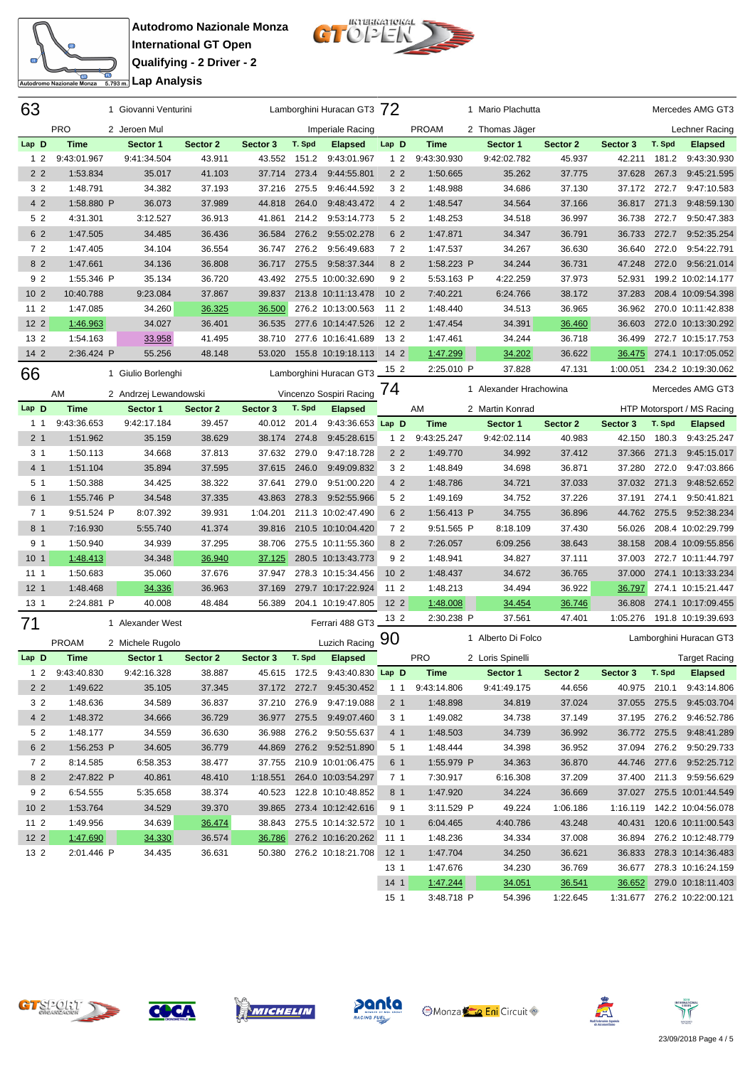# Autodromo Nazionale Monza

**International GT Open**

**Qualifying - 2 Driver - 2**

**Lap Analysis**

## 63 — PRO

1 Giovanni Venturini / 2 Jeroen Mul — Lamborghini Huracan GT3 — Imperiale Racing

| Lap | D | Time | Sector 1 | Sector 2 | Sector 3 | T. Spd | Elapsed |
|---|---|---|---|---|---|---|---|
| 1 | 2 | 9:43:01.967 | 9:41:34.504 | 43.911 | 43.552 | 151.2 | 9:43:01.967 |
| 2 | 2 | 1:53.834 | 35.017 | 41.103 | 37.714 | 273.4 | 9:44:55.801 |
| 3 | 2 | 1:48.791 | 34.382 | 37.193 | 37.216 | 275.5 | 9:46:44.592 |
| 4 | 2 | 1:58.880 P | 36.073 | 37.989 | 44.818 | 264.0 | 9:48:43.472 |
| 5 | 2 | 4:31.301 | 3:12.527 | 36.913 | 41.861 | 214.2 | 9:53:14.773 |
| 6 | 2 | 1:47.505 | 34.485 | 36.436 | 36.584 | 276.2 | 9:55:02.278 |
| 7 | 2 | 1:47.405 | 34.104 | 36.554 | 36.747 | 276.2 | 9:56:49.683 |
| 8 | 2 | 1:47.661 | 34.136 | 36.808 | 36.717 | 275.5 | 9:58:37.344 |
| 9 | 2 | 1:55.346 P | 35.134 | 36.720 | 43.492 | 275.5 | 10:00:32.690 |
| 10 | 2 | 10:40.788 | 9:23.084 | 37.867 | 39.837 | 213.8 | 10:11:13.478 |
| 11 | 2 | 1:47.085 | 34.260 | 36.325 | 36.500 | 276.2 | 10:13:00.563 |
| 12 | 2 | 1:46.963 | 34.027 | 36.401 | 36.535 | 277.6 | 10:14:47.526 |
| 13 | 2 | 1:54.163 | 33.958 | 41.495 | 38.710 | 277.6 | 10:16:41.689 |
| 14 | 2 | 2:36.424 P | 55.256 | 48.148 | 53.020 | 155.8 | 10:19:18.113 |

## 66 — AM

1 Giulio Borlenghi / 2 Andrzej Lewandowski — Lamborghini Huracan GT3 — Vincenzo Sospiri Racing

| Lap | D | Time | Sector 1 | Sector 2 | Sector 3 | T. Spd | Elapsed |
|---|---|---|---|---|---|---|---|
| 1 | 1 | 9:43:36.653 | 9:42:17.184 | 39.457 | 40.012 | 201.4 | 9:43:36.653 |
| 2 | 1 | 1:51.962 | 35.159 | 38.629 | 38.174 | 274.8 | 9:45:28.615 |
| 3 | 1 | 1:50.113 | 34.668 | 37.813 | 37.632 | 279.0 | 9:47:18.728 |
| 4 | 1 | 1:51.104 | 35.894 | 37.595 | 37.615 | 246.0 | 9:49:09.832 |
| 5 | 1 | 1:50.388 | 34.425 | 38.322 | 37.641 | 279.0 | 9:51:00.220 |
| 6 | 1 | 1:55.746 P | 34.548 | 37.335 | 43.863 | 278.3 | 9:52:55.966 |
| 7 | 1 | 9:51.524 P | 8:07.392 | 39.931 | 1:04.201 | 211.3 | 10:02:47.490 |
| 8 | 1 | 7:16.930 | 5:55.740 | 41.374 | 39.816 | 210.5 | 10:10:04.420 |
| 9 | 1 | 1:50.940 | 34.939 | 37.295 | 38.706 | 275.5 | 10:11:55.360 |
| 10 | 1 | 1:48.413 | 34.348 | 36.940 | 37.125 | 280.5 | 10:13:43.773 |
| 11 | 1 | 1:50.683 | 35.060 | 37.676 | 37.947 | 278.3 | 10:15:34.456 |
| 12 | 1 | 1:48.468 | 34.336 | 36.963 | 37.169 | 279.7 | 10:17:22.924 |
| 13 | 1 | 2:24.881 P | 40.008 | 48.484 | 56.389 | 204.1 | 10:19:47.805 |

## 71 — PROAM

1 Alexander West / 2 Michele Rugolo — Ferrari 488 GT3 — Luzich Racing

| Lap | D | Time | Sector 1 | Sector 2 | Sector 3 | T. Spd | Elapsed |
|---|---|---|---|---|---|---|---|
| 1 | 2 | 9:43:40.830 | 9:42:16.328 | 38.887 | 45.615 | 172.5 | 9:43:40.830 |
| 2 | 2 | 1:49.622 | 35.105 | 37.345 | 37.172 | 272.7 | 9:45:30.452 |
| 3 | 2 | 1:48.636 | 34.589 | 36.837 | 37.210 | 276.9 | 9:47:19.088 |
| 4 | 2 | 1:48.372 | 34.666 | 36.729 | 36.977 | 275.5 | 9:49:07.460 |
| 5 | 2 | 1:48.177 | 34.559 | 36.630 | 36.988 | 276.2 | 9:50:55.637 |
| 6 | 2 | 1:56.253 P | 34.605 | 36.779 | 44.869 | 276.2 | 9:52:51.890 |
| 7 | 2 | 8:14.585 | 6:58.353 | 38.477 | 37.755 | 210.9 | 10:01:06.475 |
| 8 | 2 | 2:47.822 P | 40.861 | 48.410 | 1:18.551 | 264.0 | 10:03:54.297 |
| 9 | 2 | 6:54.555 | 5:35.658 | 38.374 | 40.523 | 122.8 | 10:10:48.852 |
| 10 | 2 | 1:53.764 | 34.529 | 39.370 | 39.865 | 273.4 | 10:12:42.616 |
| 11 | 2 | 1:49.956 | 34.639 | 36.474 | 38.843 | 275.5 | 10:14:32.572 |
| 12 | 2 | 1:47.690 | 34.330 | 36.574 | 36.786 | 276.2 | 10:16:20.262 |
| 13 | 2 | 2:01.446 P | 34.435 | 36.631 | 50.380 | 276.2 | 10:18:21.708 |

## 72 — PROAM

1 Mario Plachutta / 2 Thomas Jäger — Mercedes AMG GT3 — Lechner Racing

| Lap | D | Time | Sector 1 | Sector 2 | Sector 3 | T. Spd | Elapsed |
|---|---|---|---|---|---|---|---|
| 1 | 2 | 9:43:30.930 | 9:42:02.782 | 45.937 | 42.211 | 181.2 | 9:43:30.930 |
| 2 | 2 | 1:50.665 | 35.262 | 37.775 | 37.628 | 267.3 | 9:45:21.595 |
| 3 | 2 | 1:48.988 | 34.686 | 37.130 | 37.172 | 272.7 | 9:47:10.583 |
| 4 | 2 | 1:48.547 | 34.564 | 37.166 | 36.817 | 271.3 | 9:48:59.130 |
| 5 | 2 | 1:48.253 | 34.518 | 36.997 | 36.738 | 272.7 | 9:50:47.383 |
| 6 | 2 | 1:47.871 | 34.347 | 36.791 | 36.733 | 272.7 | 9:52:35.254 |
| 7 | 2 | 1:47.537 | 34.267 | 36.630 | 36.640 | 272.0 | 9:54:22.791 |
| 8 | 2 | 1:58.223 P | 34.244 | 36.731 | 47.248 | 272.0 | 9:56:21.014 |
| 9 | 2 | 5:53.163 P | 4:22.259 | 37.973 | 52.931 | 199.2 | 10:02:14.177 |
| 10 | 2 | 7:40.221 | 6:24.766 | 38.172 | 37.283 | 208.4 | 10:09:54.398 |
| 11 | 2 | 1:48.440 | 34.513 | 36.965 | 36.962 | 270.0 | 10:11:42.838 |
| 12 | 2 | 1:47.454 | 34.391 | 36.460 | 36.603 | 272.0 | 10:13:30.292 |
| 13 | 2 | 1:47.461 | 34.244 | 36.718 | 36.499 | 272.7 | 10:15:17.753 |
| 14 | 2 | 1:47.299 | 34.202 | 36.622 | 36.475 | 274.1 | 10:17:05.052 |
| 15 | 2 | 2:25.010 P | 37.828 | 47.131 | 1:00.051 | 234.2 | 10:19:30.062 |

## 74 — AM

1 Alexander Hrachowina / 2 Martin Konrad — Mercedes AMG GT3 — HTP Motorsport / MS Racing

| Lap | D | Time | Sector 1 | Sector 2 | Sector 3 | T. Spd | Elapsed |
|---|---|---|---|---|---|---|---|
| 1 | 2 | 9:43:25.247 | 9:42:02.114 | 40.983 | 42.150 | 180.3 | 9:43:25.247 |
| 2 | 2 | 1:49.770 | 34.992 | 37.412 | 37.366 | 271.3 | 9:45:15.017 |
| 3 | 2 | 1:48.849 | 34.698 | 36.871 | 37.280 | 272.0 | 9:47:03.866 |
| 4 | 2 | 1:48.786 | 34.721 | 37.033 | 37.032 | 271.3 | 9:48:52.652 |
| 5 | 2 | 1:49.169 | 34.752 | 37.226 | 37.191 | 274.1 | 9:50:41.821 |
| 6 | 2 | 1:56.413 P | 34.755 | 36.896 | 44.762 | 275.5 | 9:52:38.234 |
| 7 | 2 | 9:51.565 P | 8:18.109 | 37.430 | 56.026 | 208.4 | 10:02:29.799 |
| 8 | 2 | 7:26.057 | 6:09.256 | 38.643 | 38.158 | 208.4 | 10:09:55.856 |
| 9 | 2 | 1:48.941 | 34.827 | 37.111 | 37.003 | 272.7 | 10:11:44.797 |
| 10 | 2 | 1:48.437 | 34.672 | 36.765 | 37.000 | 274.1 | 10:13:33.234 |
| 11 | 2 | 1:48.213 | 34.494 | 36.922 | 36.797 | 274.1 | 10:15:21.447 |
| 12 | 2 | 1:48.008 | 34.454 | 36.746 | 36.808 | 274.1 | 10:17:09.455 |
| 13 | 2 | 2:30.238 P | 37.561 | 47.401 | 1:05.276 | 191.8 | 10:19:39.693 |

## 90 — PRO

1 Alberto Di Folco / 2 Loris Spinelli — Lamborghini Huracan GT3 — Target Racing

| Lap | D | Time | Sector 1 | Sector 2 | Sector 3 | T. Spd | Elapsed |
|---|---|---|---|---|---|---|---|
| 1 | 1 | 9:43:14.806 | 9:41:49.175 | 44.656 | 40.975 | 210.1 | 9:43:14.806 |
| 2 | 1 | 1:48.898 | 34.819 | 37.024 | 37.055 | 275.5 | 9:45:03.704 |
| 3 | 1 | 1:49.082 | 34.738 | 37.149 | 37.195 | 276.2 | 9:46:52.786 |
| 4 | 1 | 1:48.503 | 34.739 | 36.992 | 36.772 | 275.5 | 9:48:41.289 |
| 5 | 1 | 1:48.444 | 34.398 | 36.952 | 37.094 | 276.2 | 9:50:29.733 |
| 6 | 1 | 1:55.979 P | 34.363 | 36.870 | 44.746 | 277.6 | 9:52:25.712 |
| 7 | 1 | 7:30.917 | 6:16.308 | 37.209 | 37.400 | 211.3 | 9:59:56.629 |
| 8 | 1 | 1:47.920 | 34.224 | 36.669 | 37.027 | 275.5 | 10:01:44.549 |
| 9 | 1 | 3:11.529 P | 49.224 | 1:06.186 | 1:16.119 | 142.2 | 10:04:56.078 |
| 10 | 1 | 6:04.465 | 4:40.786 | 43.248 | 40.431 | 120.6 | 10:11:00.543 |
| 11 | 1 | 1:48.236 | 34.334 | 37.008 | 36.894 | 276.2 | 10:12:48.779 |
| 12 | 1 | 1:47.704 | 34.250 | 36.621 | 36.833 | 278.3 | 10:14:36.483 |
| 13 | 1 | 1:47.676 | 34.230 | 36.769 | 36.677 | 278.3 | 10:16:24.159 |
| 14 | 1 | 1:47.244 | 34.051 | 36.541 | 36.652 | 279.0 | 10:18:11.403 |
| 15 | 1 | 3:48.718 P | 54.396 | 1:22.645 | 1:31.677 | 276.2 | 10:22:00.121 |

23/09/2018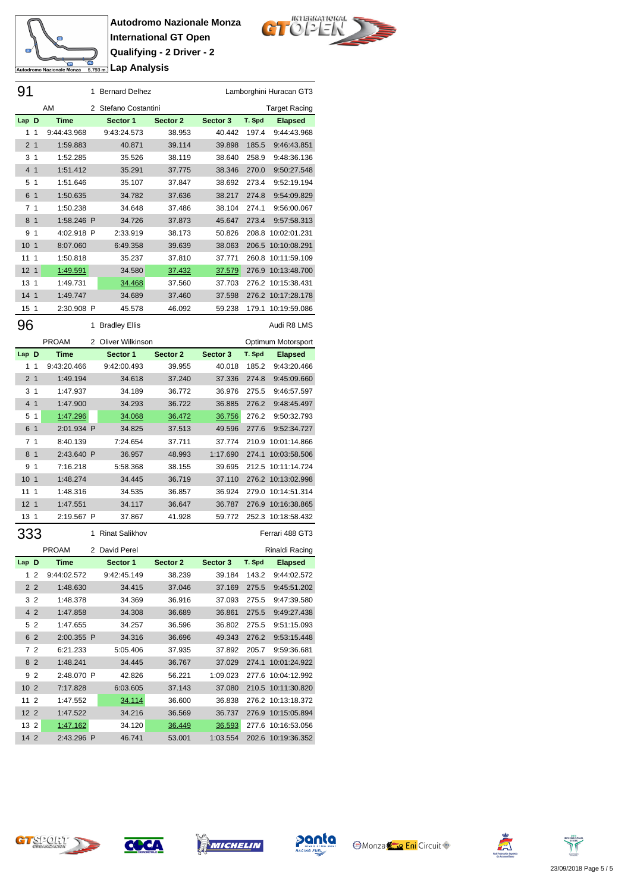**Autodromo Nazionale Monza**
**International GT Open**
**Qualifying - 2 Driver - 2**
**Lap Analysis**

## 91

1 Bernard Delhez — Lamborghini Huracan GT3

AM — 2 Stefano Costantini — Target Racing

| Lap | D | Time | | Sector 1 | Sector 2 | Sector 3 | T. Spd | Elapsed |
|---|---|---|---|---|---|---|---|---|
| 1 | 1 | 9:44:43.968 | | 9:43:24.573 | 38.953 | 40.442 | 197.4 | 9:44:43.968 |
| 2 | 1 | 1:59.883 | | 40.871 | 39.114 | 39.898 | 185.5 | 9:46:43.851 |
| 3 | 1 | 1:52.285 | | 35.526 | 38.119 | 38.640 | 258.9 | 9:48:36.136 |
| 4 | 1 | 1:51.412 | | 35.291 | 37.775 | 38.346 | 270.0 | 9:50:27.548 |
| 5 | 1 | 1:51.646 | | 35.107 | 37.847 | 38.692 | 273.4 | 9:52:19.194 |
| 6 | 1 | 1:50.635 | | 34.782 | 37.636 | 38.217 | 274.8 | 9:54:09.829 |
| 7 | 1 | 1:50.238 | | 34.648 | 37.486 | 38.104 | 274.1 | 9:56:00.067 |
| 8 | 1 | 1:58.246 | P | 34.726 | 37.873 | 45.647 | 273.4 | 9:57:58.313 |
| 9 | 1 | 4:02.918 | P | 2:33.919 | 38.173 | 50.826 | 208.8 | 10:02:01.231 |
| 10 | 1 | 8:07.060 | | 6:49.358 | 39.639 | 38.063 | 206.5 | 10:10:08.291 |
| 11 | 1 | 1:50.818 | | 35.237 | 37.810 | 37.771 | 260.8 | 10:11:59.109 |
| 12 | 1 | 1:49.591 | | 34.580 | 37.432 | 37.579 | 276.9 | 10:13:48.700 |
| 13 | 1 | 1:49.731 | | 34.468 | 37.560 | 37.703 | 276.2 | 10:15:38.431 |
| 14 | 1 | 1:49.747 | | 34.689 | 37.460 | 37.598 | 276.2 | 10:17:28.178 |
| 15 | 1 | 2:30.908 | P | 45.578 | 46.092 | 59.238 | 179.1 | 10:19:59.086 |

## 96

1 Bradley Ellis — Audi R8 LMS

PROAM — 2 Oliver Wilkinson — Optimum Motorsport

| Lap | D | Time | | Sector 1 | Sector 2 | Sector 3 | T. Spd | Elapsed |
|---|---|---|---|---|---|---|---|---|
| 1 | 1 | 9:43:20.466 | | 9:42:00.493 | 39.955 | 40.018 | 185.2 | 9:43:20.466 |
| 2 | 1 | 1:49.194 | | 34.618 | 37.240 | 37.336 | 274.8 | 9:45:09.660 |
| 3 | 1 | 1:47.937 | | 34.189 | 36.772 | 36.976 | 275.5 | 9:46:57.597 |
| 4 | 1 | 1:47.900 | | 34.293 | 36.722 | 36.885 | 276.2 | 9:48:45.497 |
| 5 | 1 | 1:47.296 | | 34.068 | 36.472 | 36.756 | 276.2 | 9:50:32.793 |
| 6 | 1 | 2:01.934 | P | 34.825 | 37.513 | 49.596 | 277.6 | 9:52:34.727 |
| 7 | 1 | 8:40.139 | | 7:24.654 | 37.711 | 37.774 | 210.9 | 10:01:14.866 |
| 8 | 1 | 2:43.640 | P | 36.957 | 48.993 | 1:17.690 | 274.1 | 10:03:58.506 |
| 9 | 1 | 7:16.218 | | 5:58.368 | 38.155 | 39.695 | 212.5 | 10:11:14.724 |
| 10 | 1 | 1:48.274 | | 34.445 | 36.719 | 37.110 | 276.2 | 10:13:02.998 |
| 11 | 1 | 1:48.316 | | 34.535 | 36.857 | 36.924 | 279.0 | 10:14:51.314 |
| 12 | 1 | 1:47.551 | | 34.117 | 36.647 | 36.787 | 276.9 | 10:16:38.865 |
| 13 | 1 | 2:19.567 | P | 37.867 | 41.928 | 59.772 | 252.3 | 10:18:58.432 |

## 333

1 Rinat Salikhov — Ferrari 488 GT3

PROAM — 2 David Perel — Rinaldi Racing

| Lap | D | Time | | Sector 1 | Sector 2 | Sector 3 | T. Spd | Elapsed |
|---|---|---|---|---|---|---|---|---|
| 1 | 2 | 9:44:02.572 | | 9:42:45.149 | 38.239 | 39.184 | 143.2 | 9:44:02.572 |
| 2 | 2 | 1:48.630 | | 34.415 | 37.046 | 37.169 | 275.5 | 9:45:51.202 |
| 3 | 2 | 1:48.378 | | 34.369 | 36.916 | 37.093 | 275.5 | 9:47:39.580 |
| 4 | 2 | 1:47.858 | | 34.308 | 36.689 | 36.861 | 275.5 | 9:49:27.438 |
| 5 | 2 | 1:47.655 | | 34.257 | 36.596 | 36.802 | 275.5 | 9:51:15.093 |
| 6 | 2 | 2:00.355 | P | 34.316 | 36.696 | 49.343 | 276.2 | 9:53:15.448 |
| 7 | 2 | 6:21.233 | | 5:05.406 | 37.935 | 37.892 | 205.7 | 9:59:36.681 |
| 8 | 2 | 1:48.241 | | 34.445 | 36.767 | 37.029 | 274.1 | 10:01:24.922 |
| 9 | 2 | 2:48.070 | P | 42.826 | 56.221 | 1:09.023 | 277.6 | 10:04:12.992 |
| 10 | 2 | 7:17.828 | | 6:03.605 | 37.143 | 37.080 | 210.5 | 10:11:30.820 |
| 11 | 2 | 1:47.552 | | 34.114 | 36.600 | 36.838 | 276.2 | 10:13:18.372 |
| 12 | 2 | 1:47.522 | | 34.216 | 36.569 | 36.737 | 276.9 | 10:15:05.894 |
| 13 | 2 | 1:47.162 | | 34.120 | 36.449 | 36.593 | 277.6 | 10:16:53.056 |
| 14 | 2 | 2:43.296 | P | 46.741 | 53.001 | 1:03.554 | 202.6 | 10:19:36.352 |

23/09/2018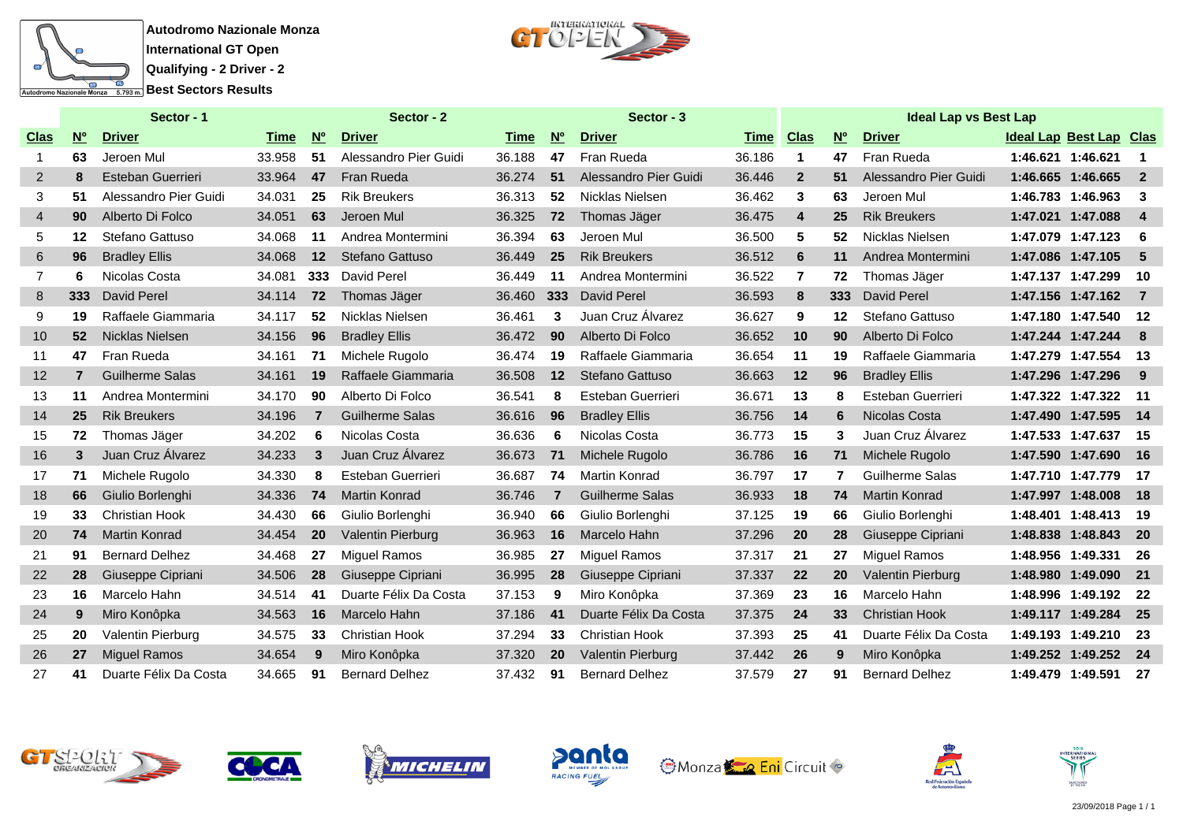**Autodromo Nazionale Monza**
**International GT Open**
**Qualifying - 2 Driver - 2**
**Best Sectors Results**

| Sector - 1 | | | | Sector - 2 | | | Sector - 3 | | | Ideal Lap vs Best Lap | | | | | |
|---|---|---|---|---|---|---|---|---|---|---|---|---|---|---|---|
| Clas | Nº | Driver | Time | Nº | Driver | Time | Nº | Driver | Time | Clas | Nº | Driver | Ideal Lap | Best Lap | Clas |
| 1 | 63 | Jeroen Mul | 33.958 | 51 | Alessandro Pier Guidi | 36.188 | 47 | Fran Rueda | 36.186 | 1 | 47 | Fran Rueda | 1:46.621 | 1:46.621 | 1 |
| 2 | 8 | Esteban Guerrieri | 33.964 | 47 | Fran Rueda | 36.274 | 51 | Alessandro Pier Guidi | 36.446 | 2 | 51 | Alessandro Pier Guidi | 1:46.665 | 1:46.665 | 2 |
| 3 | 51 | Alessandro Pier Guidi | 34.031 | 25 | Rik Breukers | 36.313 | 52 | Nicklas Nielsen | 36.462 | 3 | 63 | Jeroen Mul | 1:46.783 | 1:46.963 | 3 |
| 4 | 90 | Alberto Di Folco | 34.051 | 63 | Jeroen Mul | 36.325 | 72 | Thomas Jäger | 36.475 | 4 | 25 | Rik Breukers | 1:47.021 | 1:47.088 | 4 |
| 5 | 12 | Stefano Gattuso | 34.068 | 11 | Andrea Montermini | 36.394 | 63 | Jeroen Mul | 36.500 | 5 | 52 | Nicklas Nielsen | 1:47.079 | 1:47.123 | 6 |
| 6 | 96 | Bradley Ellis | 34.068 | 12 | Stefano Gattuso | 36.449 | 25 | Rik Breukers | 36.512 | 6 | 11 | Andrea Montermini | 1:47.086 | 1:47.105 | 5 |
| 7 | 6 | Nicolas Costa | 34.081 | 333 | David Perel | 36.449 | 11 | Andrea Montermini | 36.522 | 7 | 72 | Thomas Jäger | 1:47.137 | 1:47.299 | 10 |
| 8 | 333 | David Perel | 34.114 | 72 | Thomas Jäger | 36.460 | 333 | David Perel | 36.593 | 8 | 333 | David Perel | 1:47.156 | 1:47.162 | 7 |
| 9 | 19 | Raffaele Giammaria | 34.117 | 52 | Nicklas Nielsen | 36.461 | 3 | Juan Cruz Álvarez | 36.627 | 9 | 12 | Stefano Gattuso | 1:47.180 | 1:47.540 | 12 |
| 10 | 52 | Nicklas Nielsen | 34.156 | 96 | Bradley Ellis | 36.472 | 90 | Alberto Di Folco | 36.652 | 10 | 90 | Alberto Di Folco | 1:47.244 | 1:47.244 | 8 |
| 11 | 47 | Fran Rueda | 34.161 | 71 | Michele Rugolo | 36.474 | 19 | Raffaele Giammaria | 36.654 | 11 | 19 | Raffaele Giammaria | 1:47.279 | 1:47.554 | 13 |
| 12 | 7 | Guilherme Salas | 34.161 | 19 | Raffaele Giammaria | 36.508 | 12 | Stefano Gattuso | 36.663 | 12 | 96 | Bradley Ellis | 1:47.296 | 1:47.296 | 9 |
| 13 | 11 | Andrea Montermini | 34.170 | 90 | Alberto Di Folco | 36.541 | 8 | Esteban Guerrieri | 36.671 | 13 | 8 | Esteban Guerrieri | 1:47.322 | 1:47.322 | 11 |
| 14 | 25 | Rik Breukers | 34.196 | 7 | Guilherme Salas | 36.616 | 96 | Bradley Ellis | 36.756 | 14 | 6 | Nicolas Costa | 1:47.490 | 1:47.595 | 14 |
| 15 | 72 | Thomas Jäger | 34.202 | 6 | Nicolas Costa | 36.636 | 6 | Nicolas Costa | 36.773 | 15 | 3 | Juan Cruz Álvarez | 1:47.533 | 1:47.637 | 15 |
| 16 | 3 | Juan Cruz Álvarez | 34.233 | 3 | Juan Cruz Álvarez | 36.673 | 71 | Michele Rugolo | 36.786 | 16 | 71 | Michele Rugolo | 1:47.590 | 1:47.690 | 16 |
| 17 | 71 | Michele Rugolo | 34.330 | 8 | Esteban Guerrieri | 36.687 | 74 | Martin Konrad | 36.797 | 17 | 7 | Guilherme Salas | 1:47.710 | 1:47.779 | 17 |
| 18 | 66 | Giulio Borlenghi | 34.336 | 74 | Martin Konrad | 36.746 | 7 | Guilherme Salas | 36.933 | 18 | 74 | Martin Konrad | 1:47.997 | 1:48.008 | 18 |
| 19 | 33 | Christian Hook | 34.430 | 66 | Giulio Borlenghi | 36.940 | 66 | Giulio Borlenghi | 37.125 | 19 | 66 | Giulio Borlenghi | 1:48.401 | 1:48.413 | 19 |
| 20 | 74 | Martin Konrad | 34.454 | 20 | Valentin Pierburg | 36.963 | 16 | Marcelo Hahn | 37.296 | 20 | 28 | Giuseppe Cipriani | 1:48.838 | 1:48.843 | 20 |
| 21 | 91 | Bernard Delhez | 34.468 | 27 | Miguel Ramos | 36.985 | 27 | Miguel Ramos | 37.317 | 21 | 27 | Miguel Ramos | 1:48.956 | 1:49.331 | 26 |
| 22 | 28 | Giuseppe Cipriani | 34.506 | 28 | Giuseppe Cipriani | 36.995 | 28 | Giuseppe Cipriani | 37.337 | 22 | 20 | Valentin Pierburg | 1:48.980 | 1:49.090 | 21 |
| 23 | 16 | Marcelo Hahn | 34.514 | 41 | Duarte Félix Da Costa | 37.153 | 9 | Miro Konôpka | 37.369 | 23 | 16 | Marcelo Hahn | 1:48.996 | 1:49.192 | 22 |
| 24 | 9 | Miro Konôpka | 34.563 | 16 | Marcelo Hahn | 37.186 | 41 | Duarte Félix Da Costa | 37.375 | 24 | 33 | Christian Hook | 1:49.117 | 1:49.284 | 25 |
| 25 | 20 | Valentin Pierburg | 34.575 | 33 | Christian Hook | 37.294 | 33 | Christian Hook | 37.393 | 25 | 41 | Duarte Félix Da Costa | 1:49.193 | 1:49.210 | 23 |
| 26 | 27 | Miguel Ramos | 34.654 | 9 | Miro Konôpka | 37.320 | 20 | Valentin Pierburg | 37.442 | 26 | 9 | Miro Konôpka | 1:49.252 | 1:49.252 | 24 |
| 27 | 41 | Duarte Félix Da Costa | 34.665 | 91 | Bernard Delhez | 37.432 | 91 | Bernard Delhez | 37.579 | 27 | 91 | Bernard Delhez | 1:49.479 | 1:49.591 | 27 |

23/09/2018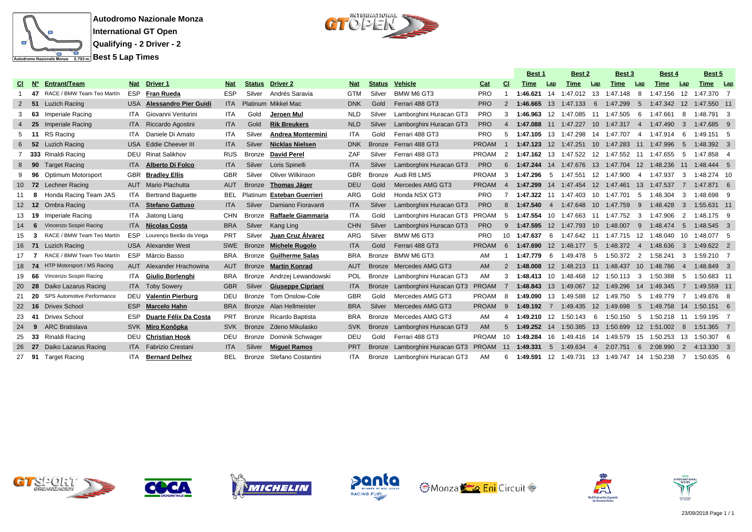**Autodromo Nazionale Monza**
**International GT Open**
**Qualifying - 2 Driver - 2**
**Best 5 Lap Times**

| Cl | Nº | Entrant/Team | Nat | Driver 1 | Nat | Status | Driver 2 | Nat | Status | Vehicle | Cat | Cl | Best 1 | | Best 2 | | Best 3 | | Best 4 | | Best 5 | |
|---|---|---|---|---|---|---|---|---|---|---|---|---|---|---|---|---|---|---|---|---|---|---|
| | | | | | | | | | | | | | Time | Lap | Time | Lap | Time | Lap | Time | Lap | Time | Lap |
| 1 | 47 | RACE / BMW Team Teo Martín | ESP | **Fran Rueda** | ESP | Silver | Andrés Saravia | GTM | Silver | BMW M6 GT3 | PRO | 1 | **1:46.621** | 14 | 1:47.012 | 13 | 1:47.148 | 8 | 1:47.156 | 12 | 1:47.370 | 7 |
| 2 | 51 | Luzich Racing | USA | **Alessandro Pier Guidi** | ITA | Platinum | Mikkel Mac | DNK | Gold | Ferrari 488 GT3 | PRO | 2 | **1:46.665** | 13 | 1:47.133 | 6 | 1:47.299 | 5 | 1:47.342 | 12 | 1:47.550 | 11 |
| 3 | 63 | Imperiale Racing | ITA | Giovanni Venturini | ITA | Gold | **Jeroen Mul** | NLD | Silver | Lamborghini Huracan GT3 | PRO | 3 | **1:46.963** | 12 | 1:47.085 | 11 | 1:47.505 | 6 | 1:47.661 | 8 | 1:48.791 | 3 |
| 4 | 25 | Imperiale Racing | ITA | Riccardo Agostini | ITA | Gold | **Rik Breukers** | NLD | Silver | Lamborghini Huracan GT3 | PRO | 4 | **1:47.088** | 11 | 1:47.227 | 10 | 1:47.317 | 4 | 1:47.490 | 3 | 1:47.685 | 9 |
| 5 | 11 | RS Racing | ITA | Daniele Di Amato | ITA | Silver | **Andrea Montermini** | ITA | Gold | Ferrari 488 GT3 | PRO | 5 | **1:47.105** | 13 | 1:47.298 | 14 | 1:47.707 | 4 | 1:47.914 | 6 | 1:49.151 | 5 |
| 6 | 52 | Luzich Racing | USA | Eddie Cheever III | ITA | Silver | **Nicklas Nielsen** | DNK | Bronze | Ferrari 488 GT3 | PROAM | 1 | **1:47.123** | 12 | 1:47.251 | 10 | 1:47.283 | 11 | 1:47.996 | 5 | 1:48.392 | 3 |
| 7 | 333 | Rinaldi Racing | DEU | Rinat Salikhov | RUS | Bronze | **David Perel** | ZAF | Silver | Ferrari 488 GT3 | PROAM | 2 | **1:47.162** | 13 | 1:47.522 | 12 | 1:47.552 | 11 | 1:47.655 | 5 | 1:47.858 | 4 |
| 8 | 90 | Target Racing | ITA | **Alberto Di Folco** | ITA | Silver | Loris Spinelli | ITA | Silver | Lamborghini Huracan GT3 | PRO | 6 | **1:47.244** | 14 | 1:47.676 | 13 | 1:47.704 | 12 | 1:48.236 | 11 | 1:48.444 | 5 |
| 9 | 96 | Optimum Motorsport | GBR | **Bradley Ellis** | GBR | Silver | Oliver Wilkinson | GBR | Bronze | Audi R8 LMS | PROAM | 3 | **1:47.296** | 5 | 1:47.551 | 12 | 1:47.900 | 4 | 1:47.937 | 3 | 1:48.274 | 10 |
| 10 | 72 | Lechner Racing | AUT | Mario Plachutta | AUT | Bronze | **Thomas Jäger** | DEU | Gold | Mercedes AMG GT3 | PROAM | 4 | **1:47.299** | 14 | 1:47.454 | 12 | 1:47.461 | 13 | 1:47.537 | 7 | 1:47.871 | 6 |
| 11 | 8 | Honda Racing Team JAS | ITA | Bertrand Baguette | BEL | Platinum | **Esteban Guerrieri** | ARG | Gold | Honda NSX GT3 | PRO | 7 | **1:47.322** | 11 | 1:47.403 | 10 | 1:47.701 | 5 | 1:48.304 | 3 | 1:48.698 | 9 |
| 12 | 12 | Ombra Racing | ITA | **Stefano Gattuso** | ITA | Silver | Damiano Fioravanti | ITA | Silver | Lamborghini Huracan GT3 | PRO | 8 | **1:47.540** | 4 | 1:47.648 | 10 | 1:47.759 | 9 | 1:48.428 | 3 | 1:55.631 | 11 |
| 13 | 19 | Imperiale Racing | ITA | Jiatong Liang | CHN | Bronze | **Raffaele Giammaria** | ITA | Gold | Lamborghini Huracan GT3 | PROAM | 5 | **1:47.554** | 10 | 1:47.663 | 11 | 1:47.752 | 3 | 1:47.906 | 2 | 1:48.175 | 9 |
| 14 | 6 | Vincenzo Sospiri Racing | ITA | **Nicolas Costa** | BRA | Silver | Kang Ling | CHN | Silver | Lamborghini Huracan GT3 | PRO | 9 | **1:47.595** | 12 | 1:47.793 | 10 | 1:48.007 | 9 | 1:48.474 | 5 | 1:48.545 | 3 |
| 15 | 3 | RACE / BMW Team Teo Martín | ESP | Lourenço Beirão da Veiga | PRT | Silver | **Juan Cruz Álvarez** | ARG | Silver | BMW M6 GT3 | PRO | 10 | **1:47.637** | 6 | 1:47.642 | 11 | 1:47.715 | 12 | 1:48.040 | 10 | 1:48.077 | 5 |
| 16 | 71 | Luzich Racing | USA | Alexander West | SWE | Bronze | **Michele Rugolo** | ITA | Gold | Ferrari 488 GT3 | PROAM | 6 | **1:47.690** | 12 | 1:48.177 | 5 | 1:48.372 | 4 | 1:48.636 | 3 | 1:49.622 | 2 |
| 17 | 7 | RACE / BMW Team Teo Martín | ESP | Márcio Basso | BRA | Bronze | **Guilherme Salas** | BRA | Bronze | BMW M6 GT3 | AM | 1 | **1:47.779** | 6 | 1:49.478 | 5 | 1:50.372 | 2 | 1:58.241 | 3 | 1:59.210 | 7 |
| 18 | 74 | HTP Motorsport / MS Racing | AUT | Alexander Hrachowina | AUT | Bronze | **Martin Konrad** | AUT | Bronze | Mercedes AMG GT3 | AM | 2 | **1:48.008** | 12 | 1:48.213 | 11 | 1:48.437 | 10 | 1:48.786 | 4 | 1:48.849 | 3 |
| 19 | 66 | Vincenzo Sospiri Racing | ITA | **Giulio Borlenghi** | BRA | Bronze | Andrzej Lewandowski | POL | Bronze | Lamborghini Huracan GT3 | AM | 3 | **1:48.413** | 10 | 1:48.468 | 12 | 1:50.113 | 3 | 1:50.388 | 5 | 1:50.683 | 11 |
| 20 | 28 | Daiko Lazarus Racing | ITA | Toby Sowery | GBR | Silver | **Giuseppe Cipriani** | ITA | Bronze | Lamborghini Huracan GT3 | PROAM | 7 | **1:48.843** | 13 | 1:49.067 | 12 | 1:49.296 | 14 | 1:49.345 | 7 | 1:49.559 | 11 |
| 21 | 20 | SPS Automotive Performance | DEU | **Valentin Pierburg** | DEU | Bronze | Tom Onslow-Cole | GBR | Gold | Mercedes AMG GT3 | PROAM | 8 | **1:49.090** | 13 | 1:49.588 | 12 | 1:49.750 | 5 | 1:49.779 | 7 | 1:49.876 | 8 |
| 22 | 16 | Drivex School | ESP | **Marcelo Hahn** | BRA | Bronze | Alan Hellmeister | BRA | Silver | Mercedes AMG GT3 | PROAM | 9 | **1:49.192** | 7 | 1:49.435 | 12 | 1:49.698 | 5 | 1:49.758 | 14 | 1:50.151 | 6 |
| 23 | 41 | Drivex School | ESP | **Duarte Félix Da Costa** | PRT | Bronze | Ricardo Baptista | BRA | Bronze | Mercedes AMG GT3 | AM | 4 | **1:49.210** | 12 | 1:50.143 | 6 | 1:50.150 | 5 | 1:50.218 | 11 | 1:59.195 | 7 |
| 24 | 9 | ARC Bratislava | SVK | **Miro Konôpka** | SVK | Bronze | Zdeno Mikulasko | SVK | Bronze | Lamborghini Huracan GT3 | AM | 5 | **1:49.252** | 14 | 1:50.385 | 13 | 1:50.699 | 12 | 1:51.002 | 8 | 1:51.365 | 7 |
| 25 | 33 | Rinaldi Racing | DEU | **Christian Hook** | DEU | Bronze | Dominik Schwager | DEU | Gold | Ferrari 488 GT3 | PROAM | 10 | **1:49.284** | 16 | 1:49.416 | 14 | 1:49.579 | 15 | 1:50.253 | 13 | 1:50.307 | 6 |
| 26 | 27 | Daiko Lazarus Racing | ITA | Fabrizio Crestani | ITA | Silver | **Miguel Ramos** | PRT | Bronze | Lamborghini Huracan GT3 | PROAM | 11 | **1:49.331** | 5 | 1:49.634 | 4 | 2:07.751 | 6 | 2:08.990 | 2 | 4:13.330 | 3 |
| 27 | 91 | Target Racing | ITA | **Bernard Delhez** | BEL | Bronze | Stefano Costantini | ITA | Bronze | Lamborghini Huracan GT3 | AM | 6 | **1:49.591** | 12 | 1:49.731 | 13 | 1:49.747 | 14 | 1:50.238 | 7 | 1:50.635 | 6 |

23/09/2018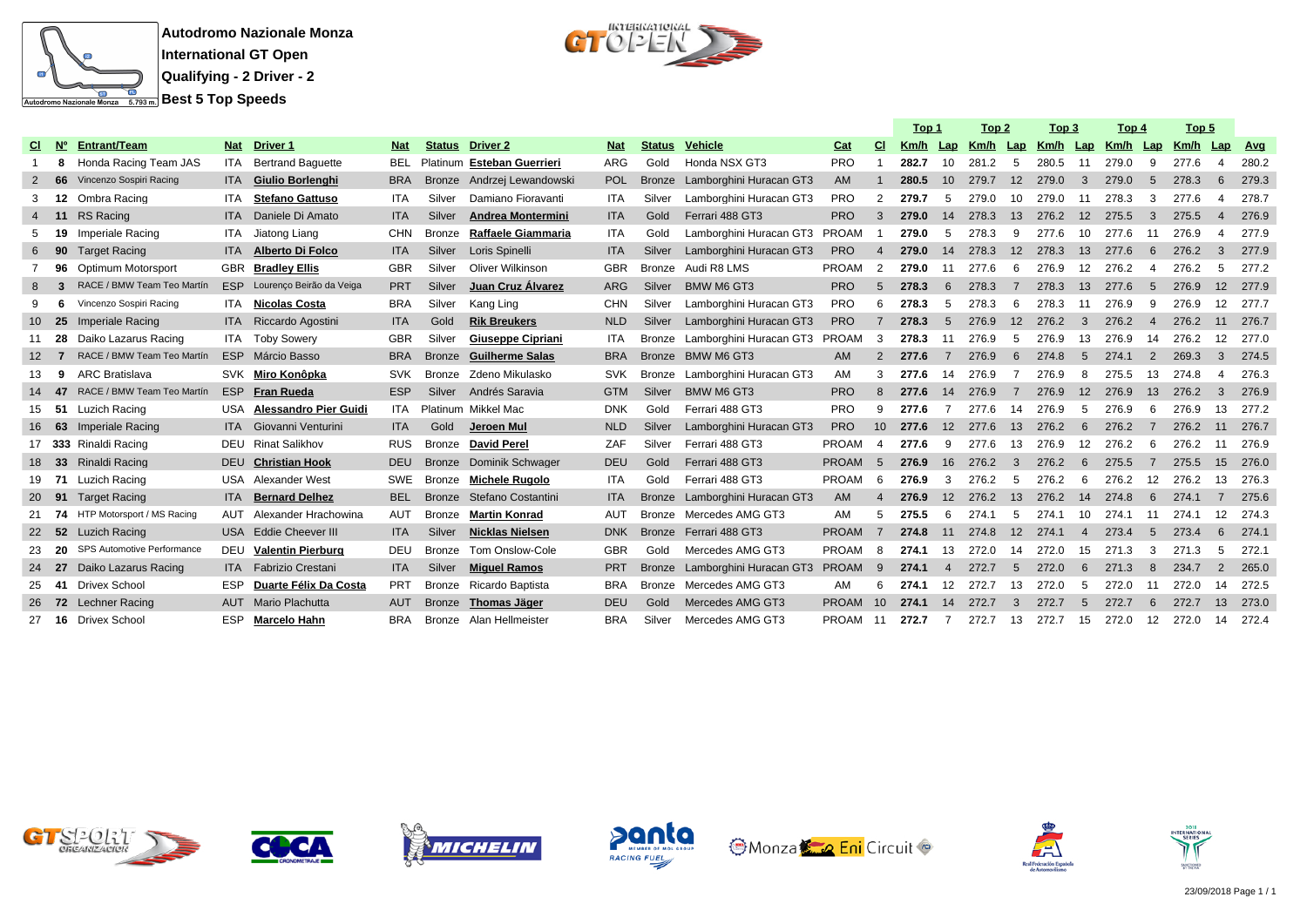**Autodromo Nazionale Monza**

**International GT Open**

**Qualifying - 2 Driver - 2**

**Best 5 Top Speeds**

| Cl | Nº | Entrant/Team | Nat | Driver 1 | Nat | Status | Driver 2 | Nat | Status | Vehicle | Cat | Cl | Top 1 Km/h | Lap | Top 2 Km/h | Lap | Top 3 Km/h | Lap | Top 4 Km/h | Lap | Top 5 Km/h | Lap | Avg |
|---|---|---|---|---|---|---|---|---|---|---|---|---|---|---|---|---|---|---|---|---|---|---|---|
| 1 | 8 | Honda Racing Team JAS | ITA | Bertrand Baguette | BEL | Platinum | **Esteban Guerrieri** | ARG | Gold | Honda NSX GT3 | PRO | 1 | **282.7** | 10 | 281.2 | 5 | 280.5 | 11 | 279.0 | 9 | 277.6 | 4 | 280.2 |
| 2 | 66 | Vincenzo Sospiri Racing | ITA | **Giulio Borlenghi** | BRA | Bronze | Andrzej Lewandowski | POL | Bronze | Lamborghini Huracan GT3 | AM | 1 | **280.5** | 10 | 279.7 | 12 | 279.0 | 3 | 279.0 | 5 | 278.3 | 6 | 279.3 |
| 3 | 12 | Ombra Racing | ITA | **Stefano Gattuso** | ITA | Silver | Damiano Fioravanti | ITA | Silver | Lamborghini Huracan GT3 | PRO | 2 | **279.7** | 5 | 279.0 | 10 | 279.0 | 11 | 278.3 | 3 | 277.6 | 4 | 278.7 |
| 4 | 11 | RS Racing | ITA | Daniele Di Amato | ITA | Silver | **Andrea Montermini** | ITA | Gold | Ferrari 488 GT3 | PRO | 3 | **279.0** | 14 | 278.3 | 13 | 276.2 | 12 | 275.5 | 3 | 275.5 | 4 | 276.9 |
| 5 | 19 | Imperiale Racing | ITA | Jiatong Liang | CHN | Bronze | **Raffaele Giammaria** | ITA | Gold | Lamborghini Huracan GT3 | PROAM | 1 | **279.0** | 5 | 278.3 | 9 | 277.6 | 10 | 277.6 | 11 | 276.9 | 4 | 277.9 |
| 6 | 90 | Target Racing | ITA | **Alberto Di Folco** | ITA | Silver | Loris Spinelli | ITA | Silver | Lamborghini Huracan GT3 | PRO | 4 | **279.0** | 14 | 278.3 | 12 | 278.3 | 13 | 277.6 | 6 | 276.2 | 3 | 277.9 |
| 7 | 96 | Optimum Motorsport | GBR | **Bradley Ellis** | GBR | Silver | Oliver Wilkinson | GBR | Bronze | Audi R8 LMS | PROAM | 2 | **279.0** | 11 | 277.6 | 6 | 276.9 | 12 | 276.2 | 4 | 276.2 | 5 | 277.2 |
| 8 | 3 | RACE / BMW Team Teo Martín | ESP | Lourenço Beirão da Veiga | PRT | Silver | **Juan Cruz Álvarez** | ARG | Silver | BMW M6 GT3 | PRO | 5 | **278.3** | 6 | 278.3 | 7 | 278.3 | 13 | 277.6 | 5 | 276.9 | 12 | 277.9 |
| 9 | 6 | Vincenzo Sospiri Racing | ITA | **Nicolas Costa** | BRA | Silver | Kang Ling | CHN | Silver | Lamborghini Huracan GT3 | PRO | 6 | **278.3** | 5 | 278.3 | 6 | 278.3 | 11 | 276.9 | 9 | 276.9 | 12 | 277.7 |
| 10 | 25 | Imperiale Racing | ITA | Riccardo Agostini | ITA | Gold | **Rik Breukers** | NLD | Silver | Lamborghini Huracan GT3 | PRO | 7 | **278.3** | 5 | 276.9 | 12 | 276.2 | 3 | 276.2 | 4 | 276.2 | 11 | 276.7 |
| 11 | 28 | Daiko Lazarus Racing | ITA | Toby Sowery | GBR | Silver | **Giuseppe Cipriani** | ITA | Bronze | Lamborghini Huracan GT3 | PROAM | 3 | **278.3** | 11 | 276.9 | 5 | 276.9 | 13 | 276.9 | 14 | 276.2 | 12 | 277.0 |
| 12 | 7 | RACE / BMW Team Teo Martín | ESP | Márcio Basso | BRA | Bronze | **Guilherme Salas** | BRA | Bronze | BMW M6 GT3 | AM | 2 | **277.6** | 7 | 276.9 | 6 | 274.8 | 5 | 274.1 | 2 | 269.3 | 3 | 274.5 |
| 13 | 9 | ARC Bratislava | SVK | **Miro Konôpka** | SVK | Bronze | Zdeno Mikulasko | SVK | Bronze | Lamborghini Huracan GT3 | AM | 3 | **277.6** | 14 | 276.9 | 7 | 276.9 | 8 | 275.5 | 13 | 274.8 | 4 | 276.3 |
| 14 | 47 | RACE / BMW Team Teo Martín | ESP | **Fran Rueda** | ESP | Silver | Andrés Saravia | GTM | Silver | BMW M6 GT3 | PRO | 8 | **277.6** | 14 | 276.9 | 7 | 276.9 | 12 | 276.9 | 13 | 276.2 | 3 | 276.9 |
| 15 | 51 | Luzich Racing | USA | **Alessandro Pier Guidi** | ITA | Platinum | Mikkel Mac | DNK | Gold | Ferrari 488 GT3 | PRO | 9 | **277.6** | 7 | 277.6 | 14 | 276.9 | 5 | 276.9 | 6 | 276.9 | 13 | 277.2 |
| 16 | 63 | Imperiale Racing | ITA | Giovanni Venturini | ITA | Gold | **Jeroen Mul** | NLD | Silver | Lamborghini Huracan GT3 | PRO | 10 | **277.6** | 12 | 277.6 | 13 | 276.2 | 6 | 276.2 | 7 | 276.2 | 11 | 276.7 |
| 17 | 333 | Rinaldi Racing | DEU | Rinat Salikhov | RUS | Bronze | **David Perel** | ZAF | Silver | Ferrari 488 GT3 | PROAM | 4 | **277.6** | 9 | 277.6 | 13 | 276.9 | 12 | 276.2 | 6 | 276.2 | 11 | 276.9 |
| 18 | 33 | Rinaldi Racing | DEU | **Christian Hook** | DEU | Bronze | Dominik Schwager | DEU | Gold | Ferrari 488 GT3 | PROAM | 5 | **276.9** | 16 | 276.2 | 3 | 276.2 | 6 | 275.5 | 7 | 275.5 | 15 | 276.0 |
| 19 | 71 | Luzich Racing | USA | Alexander West | SWE | Bronze | **Michele Rugolo** | ITA | Gold | Ferrari 488 GT3 | PROAM | 6 | **276.9** | 3 | 276.2 | 5 | 276.2 | 6 | 276.2 | 12 | 276.2 | 13 | 276.3 |
| 20 | 91 | Target Racing | ITA | **Bernard Delhez** | BEL | Bronze | Stefano Costantini | ITA | Bronze | Lamborghini Huracan GT3 | AM | 4 | **276.9** | 12 | 276.2 | 13 | 276.2 | 14 | 274.8 | 6 | 274.1 | 7 | 275.6 |
| 21 | 74 | HTP Motorsport / MS Racing | AUT | Alexander Hrachowina | AUT | Bronze | **Martin Konrad** | AUT | Bronze | Mercedes AMG GT3 | AM | 5 | **275.5** | 6 | 274.1 | 5 | 274.1 | 10 | 274.1 | 11 | 274.1 | 12 | 274.3 |
| 22 | 52 | Luzich Racing | USA | Eddie Cheever III | ITA | Silver | **Nicklas Nielsen** | DNK | Bronze | Ferrari 488 GT3 | PROAM | 7 | **274.8** | 11 | 274.8 | 12 | 274.1 | 4 | 273.4 | 5 | 273.4 | 6 | 274.1 |
| 23 | 20 | SPS Automotive Performance | DEU | **Valentin Pierburg** | DEU | Bronze | Tom Onslow-Cole | GBR | Gold | Mercedes AMG GT3 | PROAM | 8 | **274.1** | 13 | 272.0 | 14 | 272.0 | 15 | 271.3 | 3 | 271.3 | 5 | 272.1 |
| 24 | 27 | Daiko Lazarus Racing | ITA | Fabrizio Crestani | ITA | Silver | **Miguel Ramos** | PRT | Bronze | Lamborghini Huracan GT3 | PROAM | 9 | **274.1** | 4 | 272.7 | 5 | 272.0 | 6 | 271.3 | 8 | 234.7 | 2 | 265.0 |
| 25 | 41 | Drivex School | ESP | **Duarte Félix Da Costa** | PRT | Bronze | Ricardo Baptista | BRA | Bronze | Mercedes AMG GT3 | AM | 6 | **274.1** | 12 | 272.7 | 13 | 272.0 | 5 | 272.0 | 11 | 272.0 | 14 | 272.5 |
| 26 | 72 | Lechner Racing | AUT | Mario Plachutta | AUT | Bronze | **Thomas Jäger** | DEU | Gold | Mercedes AMG GT3 | PROAM | 10 | **274.1** | 14 | 272.7 | 3 | 272.7 | 5 | 272.7 | 6 | 272.7 | 13 | 273.0 |
| 27 | 16 | Drivex School | ESP | **Marcelo Hahn** | BRA | Bronze | Alan Hellmeister | BRA | Silver | Mercedes AMG GT3 | PROAM | 11 | **272.7** | 7 | 272.7 | 13 | 272.7 | 15 | 272.0 | 12 | 272.0 | 14 | 272.4 |

23/09/2018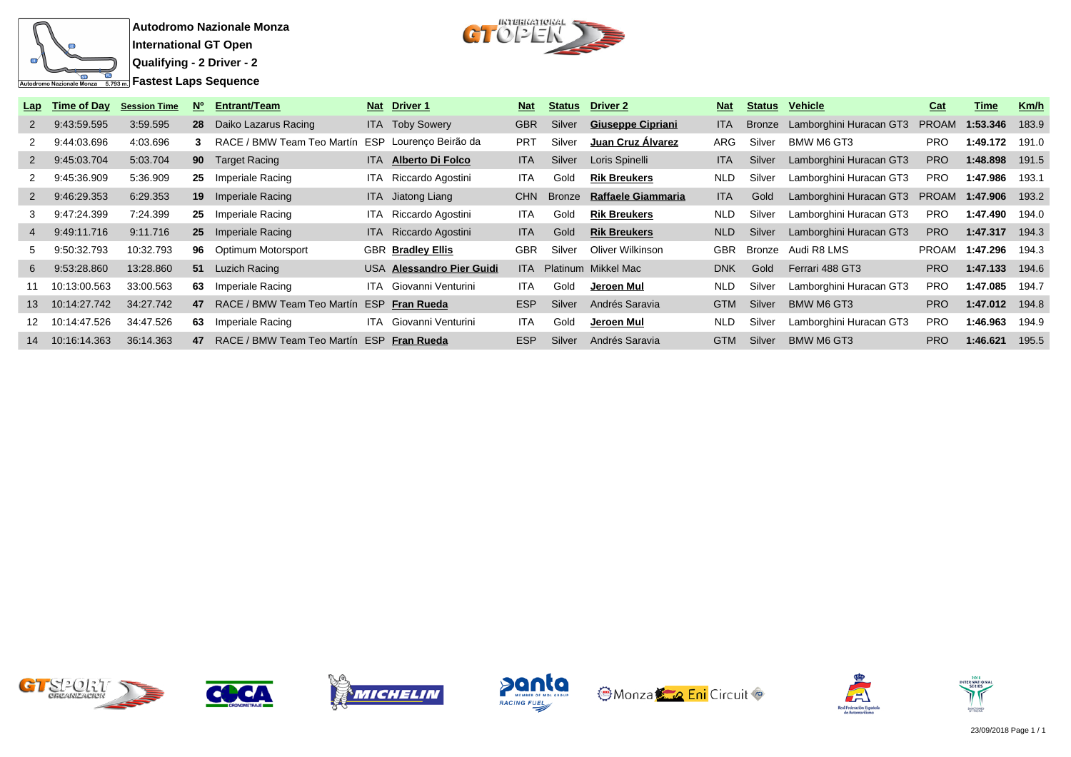**Autodromo Nazionale Monza**
**International GT Open**
**Qualifying - 2 Driver - 2**
**Fastest Laps Sequence**

| Lap | Time of Day | Session Time | Nº | Entrant/Team | Nat | Driver 1 | Nat | Status | Driver 2 | Nat | Status | Vehicle | Cat | Time | Km/h |
|---|---|---|---|---|---|---|---|---|---|---|---|---|---|---|---|
| 2 | 9:43:59.595 | 3:59.595 | **28** | Daiko Lazarus Racing | ITA | Toby Sowery | GBR | Silver | **Giuseppe Cipriani** | ITA | Bronze | Lamborghini Huracan GT3 | PROAM | **1:53.346** | 183.9 |
| 2 | 9:44:03.696 | 4:03.696 | **3** | RACE / BMW Team Teo Martín | ESP | Lourenço Beirão da | PRT | Silver | **Juan Cruz Álvarez** | ARG | Silver | BMW M6 GT3 | PRO | **1:49.172** | 191.0 |
| 2 | 9:45:03.704 | 5:03.704 | **90** | Target Racing | ITA | **Alberto Di Folco** | ITA | Silver | Loris Spinelli | ITA | Silver | Lamborghini Huracan GT3 | PRO | **1:48.898** | 191.5 |
| 2 | 9:45:36.909 | 5:36.909 | **25** | Imperiale Racing | ITA | Riccardo Agostini | ITA | Gold | **Rik Breukers** | NLD | Silver | Lamborghini Huracan GT3 | PRO | **1:47.986** | 193.1 |
| 2 | 9:46:29.353 | 6:29.353 | **19** | Imperiale Racing | ITA | Jiatong Liang | CHN | Bronze | **Raffaele Giammaria** | ITA | Gold | Lamborghini Huracan GT3 | PROAM | **1:47.906** | 193.2 |
| 3 | 9:47:24.399 | 7:24.399 | **25** | Imperiale Racing | ITA | Riccardo Agostini | ITA | Gold | **Rik Breukers** | NLD | Silver | Lamborghini Huracan GT3 | PRO | **1:47.490** | 194.0 |
| 4 | 9:49:11.716 | 9:11.716 | **25** | Imperiale Racing | ITA | Riccardo Agostini | ITA | Gold | **Rik Breukers** | NLD | Silver | Lamborghini Huracan GT3 | PRO | **1:47.317** | 194.3 |
| 5 | 9:50:32.793 | 10:32.793 | **96** | Optimum Motorsport | GBR | **Bradley Ellis** | GBR | Silver | Oliver Wilkinson | GBR | Bronze | Audi R8 LMS | PROAM | **1:47.296** | 194.3 |
| 6 | 9:53:28.860 | 13:28.860 | **51** | Luzich Racing | USA | **Alessandro Pier Guidi** | ITA | Platinum | Mikkel Mac | DNK | Gold | Ferrari 488 GT3 | PRO | **1:47.133** | 194.6 |
| 11 | 10:13:00.563 | 33:00.563 | **63** | Imperiale Racing | ITA | Giovanni Venturini | ITA | Gold | **Jeroen Mul** | NLD | Silver | Lamborghini Huracan GT3 | PRO | **1:47.085** | 194.7 |
| 13 | 10:14:27.742 | 34:27.742 | **47** | RACE / BMW Team Teo Martín | ESP | **Fran Rueda** | ESP | Silver | Andrés Saravia | GTM | Silver | BMW M6 GT3 | PRO | **1:47.012** | 194.8 |
| 12 | 10:14:47.526 | 34:47.526 | **63** | Imperiale Racing | ITA | Giovanni Venturini | ITA | Gold | **Jeroen Mul** | NLD | Silver | Lamborghini Huracan GT3 | PRO | **1:46.963** | 194.9 |
| 14 | 10:16:14.363 | 36:14.363 | **47** | RACE / BMW Team Teo Martín | ESP | **Fran Rueda** | ESP | Silver | Andrés Saravia | GTM | Silver | BMW M6 GT3 | PRO | **1:46.621** | 195.5 |

23/09/2018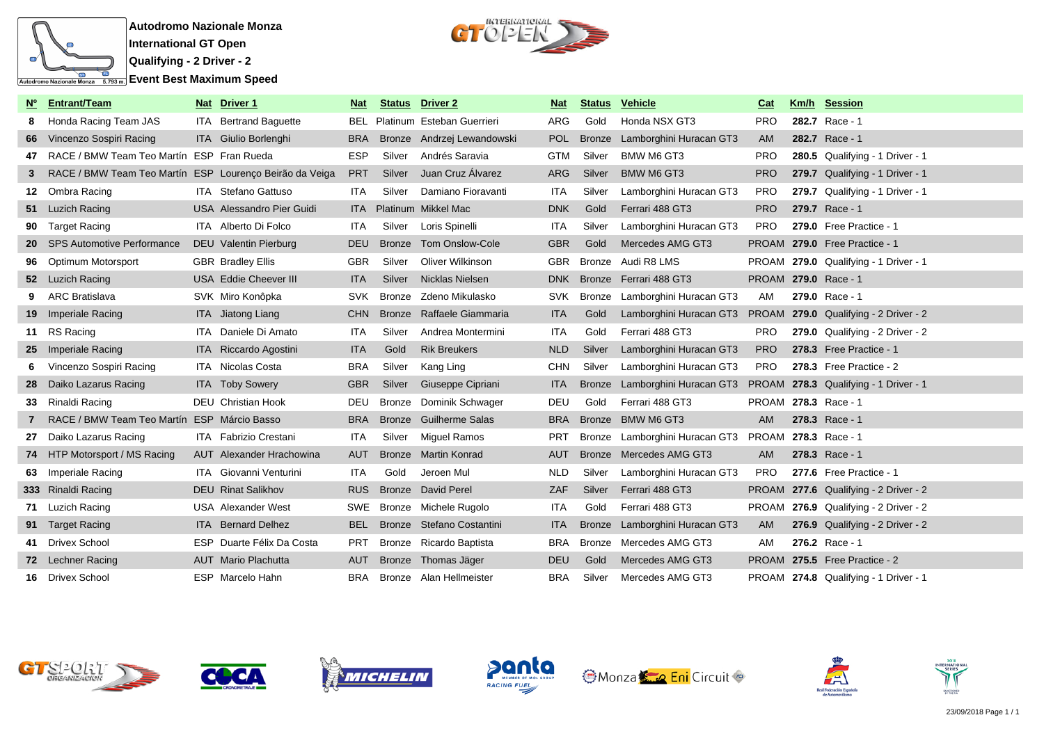**Autodromo Nazionale Monza**
**International GT Open**
**Qualifying - 2 Driver - 2**
**Event Best Maximum Speed**

| Nº | Entrant/Team | Nat | Driver 1 | Nat | Status | Driver 2 | Nat | Status | Vehicle | Cat | Km/h | Session |
|---|---|---|---|---|---|---|---|---|---|---|---|---|
| 8 | Honda Racing Team JAS | ITA | Bertrand Baguette | BEL | Platinum | Esteban Guerrieri | ARG | Gold | Honda NSX GT3 | PRO | **282.7** | Race - 1 |
| 66 | Vincenzo Sospiri Racing | ITA | Giulio Borlenghi | BRA | Bronze | Andrzej Lewandowski | POL | Bronze | Lamborghini Huracan GT3 | AM | **282.7** | Race - 1 |
| 47 | RACE / BMW Team Teo Martín | ESP | Fran Rueda | ESP | Silver | Andrés Saravia | GTM | Silver | BMW M6 GT3 | PRO | **280.5** | Qualifying - 1 Driver - 1 |
| 3 | RACE / BMW Team Teo Martín | ESP | Lourenço Beirão da Veiga | PRT | Silver | Juan Cruz Álvarez | ARG | Silver | BMW M6 GT3 | PRO | **279.7** | Qualifying - 1 Driver - 1 |
| 12 | Ombra Racing | ITA | Stefano Gattuso | ITA | Silver | Damiano Fioravanti | ITA | Silver | Lamborghini Huracan GT3 | PRO | **279.7** | Qualifying - 1 Driver - 1 |
| 51 | Luzich Racing | USA | Alessandro Pier Guidi | ITA | Platinum | Mikkel Mac | DNK | Gold | Ferrari 488 GT3 | PRO | **279.7** | Race - 1 |
| 90 | Target Racing | ITA | Alberto Di Folco | ITA | Silver | Loris Spinelli | ITA | Silver | Lamborghini Huracan GT3 | PRO | **279.0** | Free Practice - 1 |
| 20 | SPS Automotive Performance | DEU | Valentin Pierburg | DEU | Bronze | Tom Onslow-Cole | GBR | Gold | Mercedes AMG GT3 | PROAM | **279.0** | Free Practice - 1 |
| 96 | Optimum Motorsport | GBR | Bradley Ellis | GBR | Silver | Oliver Wilkinson | GBR | Bronze | Audi R8 LMS | PROAM | **279.0** | Qualifying - 1 Driver - 1 |
| 52 | Luzich Racing | USA | Eddie Cheever III | ITA | Silver | Nicklas Nielsen | DNK | Bronze | Ferrari 488 GT3 | PROAM | **279.0** | Race - 1 |
| 9 | ARC Bratislava | SVK | Miro Konôpka | SVK | Bronze | Zdeno Mikulasko | SVK | Bronze | Lamborghini Huracan GT3 | AM | **279.0** | Race - 1 |
| 19 | Imperiale Racing | ITA | Jiatong Liang | CHN | Bronze | Raffaele Giammaria | ITA | Gold | Lamborghini Huracan GT3 | PROAM | **279.0** | Qualifying - 2 Driver - 2 |
| 11 | RS Racing | ITA | Daniele Di Amato | ITA | Silver | Andrea Montermini | ITA | Gold | Ferrari 488 GT3 | PRO | **279.0** | Qualifying - 2 Driver - 2 |
| 25 | Imperiale Racing | ITA | Riccardo Agostini | ITA | Gold | Rik Breukers | NLD | Silver | Lamborghini Huracan GT3 | PRO | **278.3** | Free Practice - 1 |
| 6 | Vincenzo Sospiri Racing | ITA | Nicolas Costa | BRA | Silver | Kang Ling | CHN | Silver | Lamborghini Huracan GT3 | PRO | **278.3** | Free Practice - 2 |
| 28 | Daiko Lazarus Racing | ITA | Toby Sowery | GBR | Silver | Giuseppe Cipriani | ITA | Bronze | Lamborghini Huracan GT3 | PROAM | **278.3** | Qualifying - 1 Driver - 1 |
| 33 | Rinaldi Racing | DEU | Christian Hook | DEU | Bronze | Dominik Schwager | DEU | Gold | Ferrari 488 GT3 | PROAM | **278.3** | Race - 1 |
| 7 | RACE / BMW Team Teo Martín | ESP | Márcio Basso | BRA | Bronze | Guilherme Salas | BRA | Bronze | BMW M6 GT3 | AM | **278.3** | Race - 1 |
| 27 | Daiko Lazarus Racing | ITA | Fabrizio Crestani | ITA | Silver | Miguel Ramos | PRT | Bronze | Lamborghini Huracan GT3 | PROAM | **278.3** | Race - 1 |
| 74 | HTP Motorsport / MS Racing | AUT | Alexander Hrachowina | AUT | Bronze | Martin Konrad | AUT | Bronze | Mercedes AMG GT3 | AM | **278.3** | Race - 1 |
| 63 | Imperiale Racing | ITA | Giovanni Venturini | ITA | Gold | Jeroen Mul | NLD | Silver | Lamborghini Huracan GT3 | PRO | **277.6** | Free Practice - 1 |
| 333 | Rinaldi Racing | DEU | Rinat Salikhov | RUS | Bronze | David Perel | ZAF | Silver | Ferrari 488 GT3 | PROAM | **277.6** | Qualifying - 2 Driver - 2 |
| 71 | Luzich Racing | USA | Alexander West | SWE | Bronze | Michele Rugolo | ITA | Gold | Ferrari 488 GT3 | PROAM | **276.9** | Qualifying - 2 Driver - 2 |
| 91 | Target Racing | ITA | Bernard Delhez | BEL | Bronze | Stefano Costantini | ITA | Bronze | Lamborghini Huracan GT3 | AM | **276.9** | Qualifying - 2 Driver - 2 |
| 41 | Drivex School | ESP | Duarte Félix Da Costa | PRT | Bronze | Ricardo Baptista | BRA | Bronze | Mercedes AMG GT3 | AM | **276.2** | Race - 1 |
| 72 | Lechner Racing | AUT | Mario Plachutta | AUT | Bronze | Thomas Jäger | DEU | Gold | Mercedes AMG GT3 | PROAM | **275.5** | Free Practice - 2 |
| 16 | Drivex School | ESP | Marcelo Hahn | BRA | Bronze | Alan Hellmeister | BRA | Silver | Mercedes AMG GT3 | PROAM | **274.8** | Qualifying - 1 Driver - 1 |

23/09/2018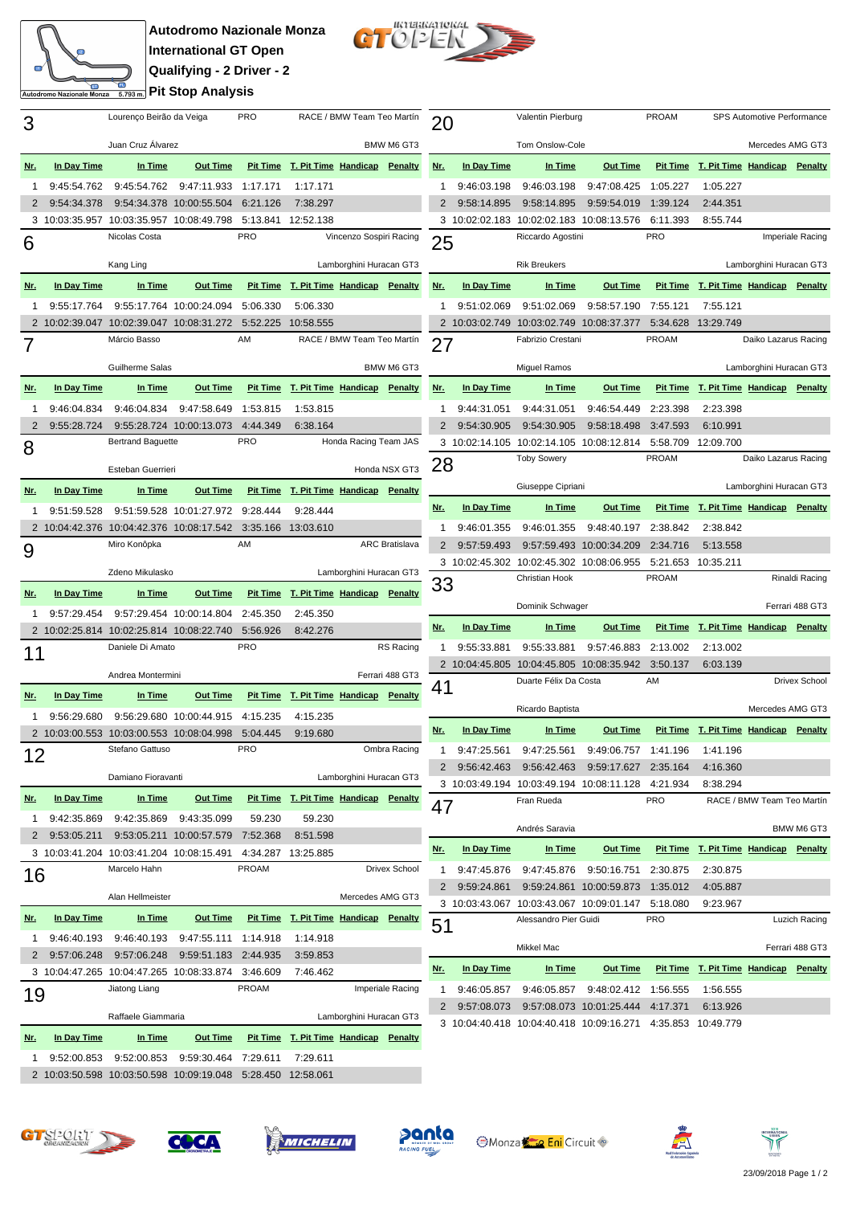# Autodromo Nazionale Monza

## International GT Open

## Qualifying - 2 Driver - 2

## Pit Stop Analysis

### 3

Lourenço Beirão da Veiga — PRO — RACE / BMW Team Teo Martín

Juan Cruz Álvarez — BMW M6 GT3

| Nr. | In Day Time | In Time | Out Time | Pit Time | T. Pit Time | Handicap | Penalty |
|---|---|---|---|---|---|---|---|
| 1 | 9:45:54.762 | 9:45:54.762 | 9:47:11.933 | 1:17.171 | 1:17.171 | | |
| 2 | 9:54:34.378 | 9:54:34.378 | 10:00:55.504 | 6:21.126 | 7:38.297 | | |
| 3 | 10:03:35.957 | 10:03:35.957 | 10:08:49.798 | 5:13.841 | 12:52.138 | | |

### 6

Nicolas Costa — PRO — Vincenzo Sospiri Racing

Kang Ling — Lamborghini Huracan GT3

| Nr. | In Day Time | In Time | Out Time | Pit Time | T. Pit Time | Handicap | Penalty |
|---|---|---|---|---|---|---|---|
| 1 | 9:55:17.764 | 9:55:17.764 | 10:00:24.094 | 5:06.330 | 5:06.330 | | |
| 2 | 10:02:39.047 | 10:02:39.047 | 10:08:31.272 | 5:52.225 | 10:58.555 | | |

### 7

Márcio Basso — AM — RACE / BMW Team Teo Martín

Guilherme Salas — BMW M6 GT3

| Nr. | In Day Time | In Time | Out Time | Pit Time | T. Pit Time | Handicap | Penalty |
|---|---|---|---|---|---|---|---|
| 1 | 9:46:04.834 | 9:46:04.834 | 9:47:58.649 | 1:53.815 | 1:53.815 | | |
| 2 | 9:55:28.724 | 9:55:28.724 | 10:00:13.073 | 4:44.349 | 6:38.164 | | |

### 8

Bertrand Baguette — PRO — Honda Racing Team JAS

Esteban Guerrieri — Honda NSX GT3

| Nr. | In Day Time | In Time | Out Time | Pit Time | T. Pit Time | Handicap | Penalty |
|---|---|---|---|---|---|---|---|
| 1 | 9:51:59.528 | 9:51:59.528 | 10:01:27.972 | 9:28.444 | 9:28.444 | | |
| 2 | 10:04:42.376 | 10:04:42.376 | 10:08:17.542 | 3:35.166 | 13:03.610 | | |

### 9

Miro Konôpka — AM — ARC Bratislava

Zdeno Mikulasko — Lamborghini Huracan GT3

| Nr. | In Day Time | In Time | Out Time | Pit Time | T. Pit Time | Handicap | Penalty |
|---|---|---|---|---|---|---|---|
| 1 | 9:57:29.454 | 9:57:29.454 | 10:00:14.804 | 2:45.350 | 2:45.350 | | |
| 2 | 10:02:25.814 | 10:02:25.814 | 10:08:22.740 | 5:56.926 | 8:42.276 | | |

### 11

Daniele Di Amato — PRO — RS Racing

Andrea Montermini — Ferrari 488 GT3

| Nr. | In Day Time | In Time | Out Time | Pit Time | T. Pit Time | Handicap | Penalty |
|---|---|---|---|---|---|---|---|
| 1 | 9:56:29.680 | 9:56:29.680 | 10:00:44.915 | 4:15.235 | 4:15.235 | | |
| 2 | 10:03:00.553 | 10:03:00.553 | 10:08:04.998 | 5:04.445 | 9:19.680 | | |

### 12

Stefano Gattuso — PRO — Ombra Racing

Damiano Fioravanti — Lamborghini Huracan GT3

| Nr. | In Day Time | In Time | Out Time | Pit Time | T. Pit Time | Handicap | Penalty |
|---|---|---|---|---|---|---|---|
| 1 | 9:42:35.869 | 9:42:35.869 | 9:43:35.099 | 59.230 | 59.230 | | |
| 2 | 9:53:05.211 | 9:53:05.211 | 10:00:57.579 | 7:52.368 | 8:51.598 | | |
| 3 | 10:03:41.204 | 10:03:41.204 | 10:08:15.491 | 4:34.287 | 13:25.885 | | |

### 16

Marcelo Hahn — PROAM — Drivex School

Alan Hellmeister — Mercedes AMG GT3

| Nr. | In Day Time | In Time | Out Time | Pit Time | T. Pit Time | Handicap | Penalty |
|---|---|---|---|---|---|---|---|
| 1 | 9:46:40.193 | 9:46:40.193 | 9:47:55.111 | 1:14.918 | 1:14.918 | | |
| 2 | 9:57:06.248 | 9:57:06.248 | 9:59:51.183 | 2:44.935 | 3:59.853 | | |
| 3 | 10:04:47.265 | 10:04:47.265 | 10:08:33.874 | 3:46.609 | 7:46.462 | | |

### 19

Jiatong Liang — PROAM — Imperiale Racing

Raffaele Giammaria — Lamborghini Huracan GT3

| Nr. | In Day Time | In Time | Out Time | Pit Time | T. Pit Time | Handicap | Penalty |
|---|---|---|---|---|---|---|---|
| 1 | 9:52:00.853 | 9:52:00.853 | 9:59:30.464 | 7:29.611 | 7:29.611 | | |
| 2 | 10:03:50.598 | 10:03:50.598 | 10:09:19.048 | 5:28.450 | 12:58.061 | | |

### 20

Valentin Pierburg — PROAM — SPS Automotive Performance

Tom Onslow-Cole — Mercedes AMG GT3

| Nr. | In Day Time | In Time | Out Time | Pit Time | T. Pit Time | Handicap | Penalty |
|---|---|---|---|---|---|---|---|
| 1 | 9:46:03.198 | 9:46:03.198 | 9:47:08.425 | 1:05.227 | 1:05.227 | | |
| 2 | 9:58:14.895 | 9:58:14.895 | 9:59:54.019 | 1:39.124 | 2:44.351 | | |
| 3 | 10:02:02.183 | 10:02:02.183 | 10:08:13.576 | 6:11.393 | 8:55.744 | | |

### 25

Riccardo Agostini — PRO — Imperiale Racing

Rik Breukers — Lamborghini Huracan GT3

| Nr. | In Day Time | In Time | Out Time | Pit Time | T. Pit Time | Handicap | Penalty |
|---|---|---|---|---|---|---|---|
| 1 | 9:51:02.069 | 9:51:02.069 | 9:58:57.190 | 7:55.121 | 7:55.121 | | |
| 2 | 10:03:02.749 | 10:03:02.749 | 10:08:37.377 | 5:34.628 | 13:29.749 | | |

### 27

Fabrizio Crestani — PROAM — Daiko Lazarus Racing

Miguel Ramos — Lamborghini Huracan GT3

| Nr. | In Day Time | In Time | Out Time | Pit Time | T. Pit Time | Handicap | Penalty |
|---|---|---|---|---|---|---|---|
| 1 | 9:44:31.051 | 9:44:31.051 | 9:46:54.449 | 2:23.398 | 2:23.398 | | |
| 2 | 9:54:30.905 | 9:54:30.905 | 9:58:18.498 | 3:47.593 | 6:10.991 | | |
| 3 | 10:02:14.105 | 10:02:14.105 | 10:08:12.814 | 5:58.709 | 12:09.700 | | |

### 28

Toby Sowery — PROAM — Daiko Lazarus Racing

Giuseppe Cipriani — Lamborghini Huracan GT3

| Nr. | In Day Time | In Time | Out Time | Pit Time | T. Pit Time | Handicap | Penalty |
|---|---|---|---|---|---|---|---|
| 1 | 9:46:01.355 | 9:46:01.355 | 9:48:40.197 | 2:38.842 | 2:38.842 | | |
| 2 | 9:57:59.493 | 9:57:59.493 | 10:00:34.209 | 2:34.716 | 5:13.558 | | |
| 3 | 10:02:45.302 | 10:02:45.302 | 10:08:06.955 | 5:21.653 | 10:35.211 | | |

### 33

Christian Hook — PROAM — Rinaldi Racing

Dominik Schwager — Ferrari 488 GT3

| Nr. | In Day Time | In Time | Out Time | Pit Time | T. Pit Time | Handicap | Penalty |
|---|---|---|---|---|---|---|---|
| 1 | 9:55:33.881 | 9:55:33.881 | 9:57:46.883 | 2:13.002 | 2:13.002 | | |
| 2 | 10:04:45.805 | 10:04:45.805 | 10:08:35.942 | 3:50.137 | 6:03.139 | | |

### 41

Duarte Félix Da Costa — AM — Drivex School

Ricardo Baptista — Mercedes AMG GT3

| Nr. | In Day Time | In Time | Out Time | Pit Time | T. Pit Time | Handicap | Penalty |
|---|---|---|---|---|---|---|---|
| 1 | 9:47:25.561 | 9:47:25.561 | 9:49:06.757 | 1:41.196 | 1:41.196 | | |
| 2 | 9:56:42.463 | 9:56:42.463 | 9:59:17.627 | 2:35.164 | 4:16.360 | | |
| 3 | 10:03:49.194 | 10:03:49.194 | 10:08:11.128 | 4:21.934 | 8:38.294 | | |

### 47

Fran Rueda — PRO — RACE / BMW Team Teo Martín

Andrés Saravia — BMW M6 GT3

| Nr. | In Day Time | In Time | Out Time | Pit Time | T. Pit Time | Handicap | Penalty |
|---|---|---|---|---|---|---|---|
| 1 | 9:47:45.876 | 9:47:45.876 | 9:50:16.751 | 2:30.875 | 2:30.875 | | |
| 2 | 9:59:24.861 | 9:59:24.861 | 10:00:59.873 | 1:35.012 | 4:05.887 | | |
| 3 | 10:03:43.067 | 10:03:43.067 | 10:09:01.147 | 5:18.080 | 9:23.967 | | |

### 51

Alessandro Pier Guidi — PRO — Luzich Racing

Mikkel Mac — Ferrari 488 GT3

| Nr. | In Day Time | In Time | Out Time | Pit Time | T. Pit Time | Handicap | Penalty |
|---|---|---|---|---|---|---|---|
| 1 | 9:46:05.857 | 9:46:05.857 | 9:48:02.412 | 1:56.555 | 1:56.555 | | |
| 2 | 9:57:08.073 | 9:57:08.073 | 10:01:25.444 | 4:17.371 | 6:13.926 | | |
| 3 | 10:04:40.418 | 10:04:40.418 | 10:09:16.271 | 4:35.853 | 10:49.779 | | |

23/09/2018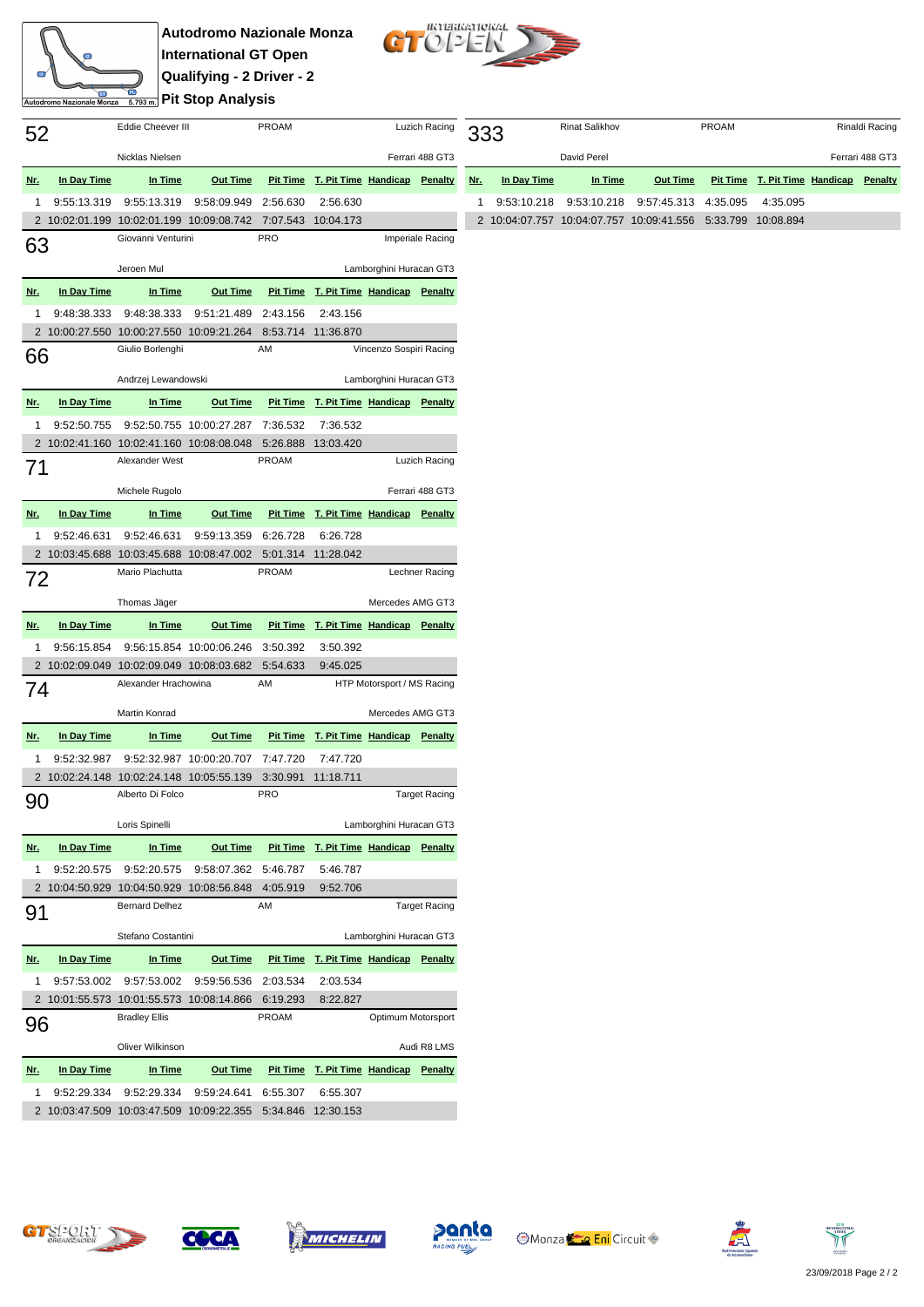# Autodromo Nazionale Monza

## International GT Open

## Qualifying - 2 Driver - 2

## Pit Stop Analysis

### 52

Eddie Cheever III — PROAM — Luzich Racing
Nicklas Nielsen — Ferrari 488 GT3

| Nr. | In Day Time | In Time | Out Time | Pit Time | T. Pit Time | Handicap | Penalty |
|---|---|---|---|---|---|---|---|
| 1 | 9:55:13.319 | 9:55:13.319 | 9:58:09.949 | 2:56.630 | 2:56.630 | | |
| 2 | 10:02:01.199 | 10:02:01.199 | 10:09:08.742 | 7:07.543 | 10:04.173 | | |

### 63

Giovanni Venturini — PRO — Imperiale Racing
Jeroen Mul — Lamborghini Huracan GT3

| Nr. | In Day Time | In Time | Out Time | Pit Time | T. Pit Time | Handicap | Penalty |
|---|---|---|---|---|---|---|---|
| 1 | 9:48:38.333 | 9:48:38.333 | 9:51:21.489 | 2:43.156 | 2:43.156 | | |
| 2 | 10:00:27.550 | 10:00:27.550 | 10:09:21.264 | 8:53.714 | 11:36.870 | | |

### 66

Giulio Borlenghi — AM — Vincenzo Sospiri Racing
Andrzej Lewandowski — Lamborghini Huracan GT3

| Nr. | In Day Time | In Time | Out Time | Pit Time | T. Pit Time | Handicap | Penalty |
|---|---|---|---|---|---|---|---|
| 1 | 9:52:50.755 | 9:52:50.755 | 10:00:27.287 | 7:36.532 | 7:36.532 | | |
| 2 | 10:02:41.160 | 10:02:41.160 | 10:08:08.048 | 5:26.888 | 13:03.420 | | |

### 71

Alexander West — PROAM — Luzich Racing
Michele Rugolo — Ferrari 488 GT3

| Nr. | In Day Time | In Time | Out Time | Pit Time | T. Pit Time | Handicap | Penalty |
|---|---|---|---|---|---|---|---|
| 1 | 9:52:46.631 | 9:52:46.631 | 9:59:13.359 | 6:26.728 | 6:26.728 | | |
| 2 | 10:03:45.688 | 10:03:45.688 | 10:08:47.002 | 5:01.314 | 11:28.042 | | |

### 72

Mario Plachutta — PROAM — Lechner Racing
Thomas Jäger — Mercedes AMG GT3

| Nr. | In Day Time | In Time | Out Time | Pit Time | T. Pit Time | Handicap | Penalty |
|---|---|---|---|---|---|---|---|
| 1 | 9:56:15.854 | 9:56:15.854 | 10:00:06.246 | 3:50.392 | 3:50.392 | | |
| 2 | 10:02:09.049 | 10:02:09.049 | 10:08:03.682 | 5:54.633 | 9:45.025 | | |

### 74

Alexander Hrachowina — AM — HTP Motorsport / MS Racing
Martin Konrad — Mercedes AMG GT3

| Nr. | In Day Time | In Time | Out Time | Pit Time | T. Pit Time | Handicap | Penalty |
|---|---|---|---|---|---|---|---|
| 1 | 9:52:32.987 | 9:52:32.987 | 10:00:20.707 | 7:47.720 | 7:47.720 | | |
| 2 | 10:02:24.148 | 10:02:24.148 | 10:05:55.139 | 3:30.991 | 11:18.711 | | |

### 90

Alberto Di Folco — PRO — Target Racing
Loris Spinelli — Lamborghini Huracan GT3

| Nr. | In Day Time | In Time | Out Time | Pit Time | T. Pit Time | Handicap | Penalty |
|---|---|---|---|---|---|---|---|
| 1 | 9:52:20.575 | 9:52:20.575 | 9:58:07.362 | 5:46.787 | 5:46.787 | | |
| 2 | 10:04:50.929 | 10:04:50.929 | 10:08:56.848 | 4:05.919 | 9:52.706 | | |

### 91

Bernard Delhez — AM — Target Racing
Stefano Costantini — Lamborghini Huracan GT3

| Nr. | In Day Time | In Time | Out Time | Pit Time | T. Pit Time | Handicap | Penalty |
|---|---|---|---|---|---|---|---|
| 1 | 9:57:53.002 | 9:57:53.002 | 9:59:56.536 | 2:03.534 | 2:03.534 | | |
| 2 | 10:01:55.573 | 10:01:55.573 | 10:08:14.866 | 6:19.293 | 8:22.827 | | |

### 96

Bradley Ellis — PROAM — Optimum Motorsport
Oliver Wilkinson — Audi R8 LMS

| Nr. | In Day Time | In Time | Out Time | Pit Time | T. Pit Time | Handicap | Penalty |
|---|---|---|---|---|---|---|---|
| 1 | 9:52:29.334 | 9:52:29.334 | 9:59:24.641 | 6:55.307 | 6:55.307 | | |
| 2 | 10:03:47.509 | 10:03:47.509 | 10:09:22.355 | 5:34.846 | 12:30.153 | | |

### 333

Rinat Salikhov — PROAM — Rinaldi Racing
David Perel — Ferrari 488 GT3

| Nr. | In Day Time | In Time | Out Time | Pit Time | T. Pit Time | Handicap | Penalty |
|---|---|---|---|---|---|---|---|
| 1 | 9:53:10.218 | 9:53:10.218 | 9:57:45.313 | 4:35.095 | 4:35.095 | | |
| 2 | 10:04:07.757 | 10:04:07.757 | 10:09:41.556 | 5:33.799 | 10:08.894 | | |

23/09/2018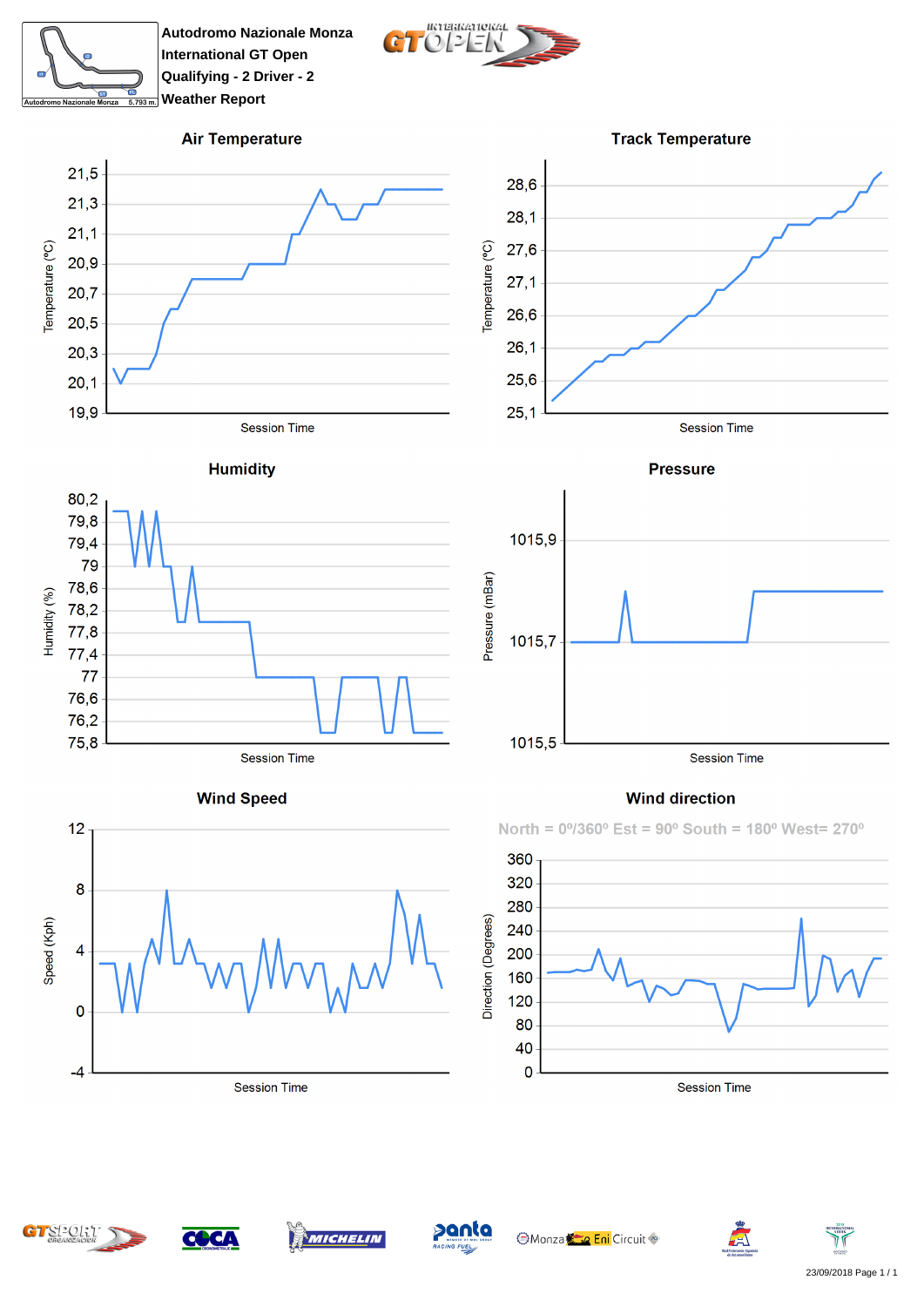Autodromo Nazionale Monza
International GT Open
Qualifying - 2 Driver - 2
Weather Report

Autodromo Nazionale Monza 5.793 m.

## Air Temperature

Temperature (ºC)

21,5
21,3
21,1
20,9
20,7
20,5
20,3
20,1
19,9

Session Time

## Track Temperature

Temperature (ºC)

28,6
28,1
27,6
27,1
26,6
26,1
25,6
25,1

Session Time

## Humidity

Humidity (%)

80,2
79,8
79,4
79
78,6
78,2
77,8
77,4
77
76,6
76,2
75,8

Session Time

## Pressure

Pressure (mBar)

1015,9
1015,7
1015,5

Session Time

## Wind Speed

Speed (Kph)

12
8
4
0
-4

Session Time

## Wind direction

North = 0º/360º Est = 90º South = 180º West= 270º

Direction (Degrees)

360
320
280
240
200
160
120
80
40
0

Session Time

23/09/2018